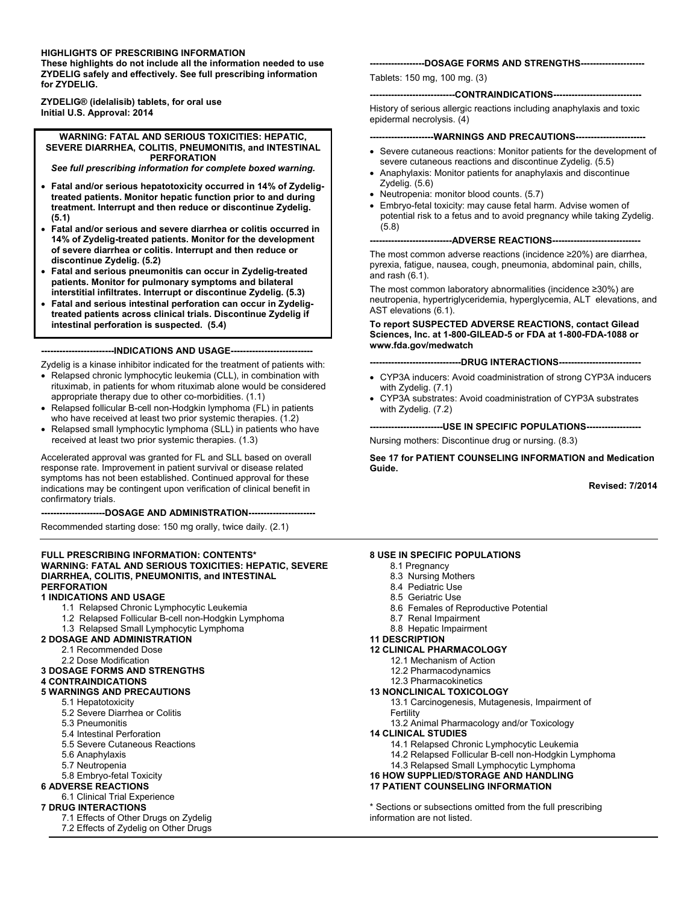**HIGHLIGHTS OF PRESCRIBING INFORMATION**
**These highlights do not include all the information needed to use ZYDELIG safely and effectively. See full prescribing information for ZYDELIG.**

**ZYDELIG® (idelalisib) tablets, for oral use**
**Initial U.S. Approval: 2014**

> **WARNING: FATAL AND SERIOUS TOXICITIES: HEPATIC, SEVERE DIARRHEA, COLITIS, PNEUMONITIS, and INTESTINAL PERFORATION**
> ***See full prescribing information for complete boxed warning.***
>
> - **Fatal and/or serious hepatotoxicity occurred in 14% of Zydelig-treated patients. Monitor hepatic function prior to and during treatment. Interrupt and then reduce or discontinue Zydelig. (5.1)**
> - **Fatal and/or serious and severe diarrhea or colitis occurred in 14% of Zydelig-treated patients. Monitor for the development of severe diarrhea or colitis. Interrupt and then reduce or discontinue Zydelig. (5.2)**
> - **Fatal and serious pneumonitis can occur in Zydelig-treated patients. Monitor for pulmonary symptoms and bilateral interstitial infiltrates. Interrupt or discontinue Zydelig. (5.3)**
> - **Fatal and serious intestinal perforation can occur in Zydelig-treated patients across clinical trials. Discontinue Zydelig if intestinal perforation is suspected. (5.4)**

**------------------------INDICATIONS AND USAGE--------------------------**

Zydelig is a kinase inhibitor indicated for the treatment of patients with:

- Relapsed chronic lymphocytic leukemia (CLL), in combination with rituximab, in patients for whom rituximab alone would be considered appropriate therapy due to other co-morbidities. (1.1)
- Relapsed follicular B-cell non-Hodgkin lymphoma (FL) in patients who have received at least two prior systemic therapies. (1.2)
- Relapsed small lymphocytic lymphoma (SLL) in patients who have received at least two prior systemic therapies. (1.3)

Accelerated approval was granted for FL and SLL based on overall response rate. Improvement in patient survival or disease related symptoms has not been established. Continued approval for these indications may be contingent upon verification of clinical benefit in confirmatory trials.

**---------------------DOSAGE AND ADMINISTRATION----------------------**

Recommended starting dose: 150 mg orally, twice daily. (2.1)

**------------------DOSAGE FORMS AND STRENGTHS---------------------**

Tablets: 150 mg, 100 mg. (3)

**----------------------------CONTRAINDICATIONS----------------------------**

History of serious allergic reactions including anaphylaxis and toxic epidermal necrolysis. (4)

**---------------------WARNINGS AND PRECAUTIONS-----------------------**

- Severe cutaneous reactions: Monitor patients for the development of severe cutaneous reactions and discontinue Zydelig. (5.5)
- Anaphylaxis: Monitor patients for anaphylaxis and discontinue Zydelig. (5.6)
- Neutropenia: monitor blood counts. (5.7)
- Embryo-fetal toxicity: may cause fetal harm. Advise women of potential risk to a fetus and to avoid pregnancy while taking Zydelig. (5.8)

**---------------------------ADVERSE REACTIONS-----------------------------**

The most common adverse reactions (incidence ≥20%) are diarrhea, pyrexia, fatigue, nausea, cough, pneumonia, abdominal pain, chills, and rash (6.1).

The most common laboratory abnormalities (incidence ≥30%) are neutropenia, hypertriglyceridemia, hyperglycemia, ALT elevations, and AST elevations (6.1).

**To report SUSPECTED ADVERSE REACTIONS, contact Gilead Sciences, Inc. at 1-800-GILEAD-5 or FDA at 1-800-FDA-1088 or www.fda.gov/medwatch**

**------------------------------DRUG INTERACTIONS---------------------------**

- CYP3A inducers: Avoid coadministration of strong CYP3A inducers with Zydelig. (7.1)
- CYP3A substrates: Avoid coadministration of CYP3A substrates with Zydelig. (7.2)

**------------------------USE IN SPECIFIC POPULATIONS------------------**

Nursing mothers: Discontinue drug or nursing. (8.3)

**See 17 for PATIENT COUNSELING INFORMATION and Medication Guide.**

**Revised: 7/2014**

---

**FULL PRESCRIBING INFORMATION: CONTENTS***
**WARNING: FATAL AND SERIOUS TOXICITIES: HEPATIC, SEVERE DIARRHEA, COLITIS, PNEUMONITIS, and INTESTINAL PERFORATION**

**1 INDICATIONS AND USAGE**
- 1.1 Relapsed Chronic Lymphocytic Leukemia
- 1.2 Relapsed Follicular B-cell non-Hodgkin Lymphoma
- 1.3 Relapsed Small Lymphocytic Lymphoma

**2 DOSAGE AND ADMINISTRATION**
- 2.1 Recommended Dose
- 2.2 Dose Modification

**3 DOSAGE FORMS AND STRENGTHS**

**4 CONTRAINDICATIONS**

**5 WARNINGS AND PRECAUTIONS**
- 5.1 Hepatotoxicity
- 5.2 Severe Diarrhea or Colitis
- 5.3 Pneumonitis
- 5.4 Intestinal Perforation
- 5.5 Severe Cutaneous Reactions
- 5.6 Anaphylaxis
- 5.7 Neutropenia
- 5.8 Embryo-fetal Toxicity

**6 ADVERSE REACTIONS**
- 6.1 Clinical Trial Experience

**7 DRUG INTERACTIONS**
- 7.1 Effects of Other Drugs on Zydelig
- 7.2 Effects of Zydelig on Other Drugs

**8 USE IN SPECIFIC POPULATIONS**
- 8.1 Pregnancy
- 8.3 Nursing Mothers
- 8.4 Pediatric Use
- 8.5 Geriatric Use
- 8.6 Females of Reproductive Potential
- 8.7 Renal Impairment
- 8.8 Hepatic Impairment

**11 DESCRIPTION**

**12 CLINICAL PHARMACOLOGY**
- 12.1 Mechanism of Action
- 12.2 Pharmacodynamics
- 12.3 Pharmacokinetics

**13 NONCLINICAL TOXICOLOGY**
- 13.1 Carcinogenesis, Mutagenesis, Impairment of Fertility
- 13.2 Animal Pharmacology and/or Toxicology

**14 CLINICAL STUDIES**
- 14.1 Relapsed Chronic Lymphocytic Leukemia
- 14.2 Relapsed Follicular B-cell non-Hodgkin Lymphoma
- 14.3 Relapsed Small Lymphocytic Lymphoma

**16 HOW SUPPLIED/STORAGE AND HANDLING**

**17 PATIENT COUNSELING INFORMATION**

\* Sections or subsections omitted from the full prescribing information are not listed.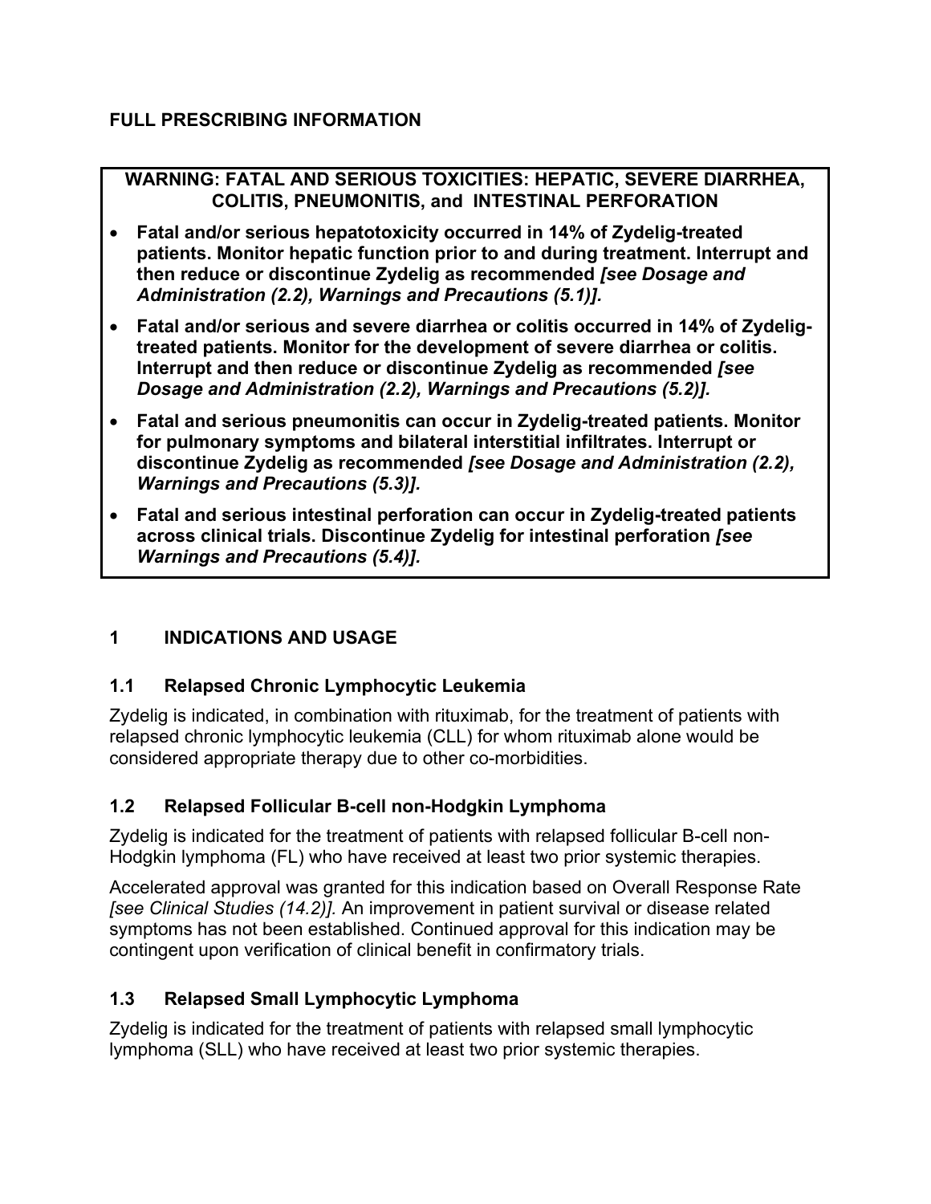# FULL PRESCRIBING INFORMATION

**WARNING: FATAL AND SERIOUS TOXICITIES: HEPATIC, SEVERE DIARRHEA, COLITIS, PNEUMONITIS, and INTESTINAL PERFORATION**

- **Fatal and/or serious hepatotoxicity occurred in 14% of Zydelig-treated patients. Monitor hepatic function prior to and during treatment. Interrupt and then reduce or discontinue Zydelig as recommended *[see Dosage and Administration (2.2), Warnings and Precautions (5.1)].***
- **Fatal and/or serious and severe diarrhea or colitis occurred in 14% of Zydelig-treated patients. Monitor for the development of severe diarrhea or colitis. Interrupt and then reduce or discontinue Zydelig as recommended *[see Dosage and Administration (2.2), Warnings and Precautions (5.2)].***
- **Fatal and serious pneumonitis can occur in Zydelig-treated patients. Monitor for pulmonary symptoms and bilateral interstitial infiltrates. Interrupt or discontinue Zydelig as recommended *[see Dosage and Administration (2.2), Warnings and Precautions (5.3)].***
- **Fatal and serious intestinal perforation can occur in Zydelig-treated patients across clinical trials. Discontinue Zydelig for intestinal perforation *[see Warnings and Precautions (5.4)].***

## 1 INDICATIONS AND USAGE

### 1.1 Relapsed Chronic Lymphocytic Leukemia

Zydelig is indicated, in combination with rituximab, for the treatment of patients with relapsed chronic lymphocytic leukemia (CLL) for whom rituximab alone would be considered appropriate therapy due to other co-morbidities.

### 1.2 Relapsed Follicular B-cell non-Hodgkin Lymphoma

Zydelig is indicated for the treatment of patients with relapsed follicular B-cell non-Hodgkin lymphoma (FL) who have received at least two prior systemic therapies.

Accelerated approval was granted for this indication based on Overall Response Rate *[see Clinical Studies (14.2)]*. An improvement in patient survival or disease related symptoms has not been established. Continued approval for this indication may be contingent upon verification of clinical benefit in confirmatory trials.

### 1.3 Relapsed Small Lymphocytic Lymphoma

Zydelig is indicated for the treatment of patients with relapsed small lymphocytic lymphoma (SLL) who have received at least two prior systemic therapies.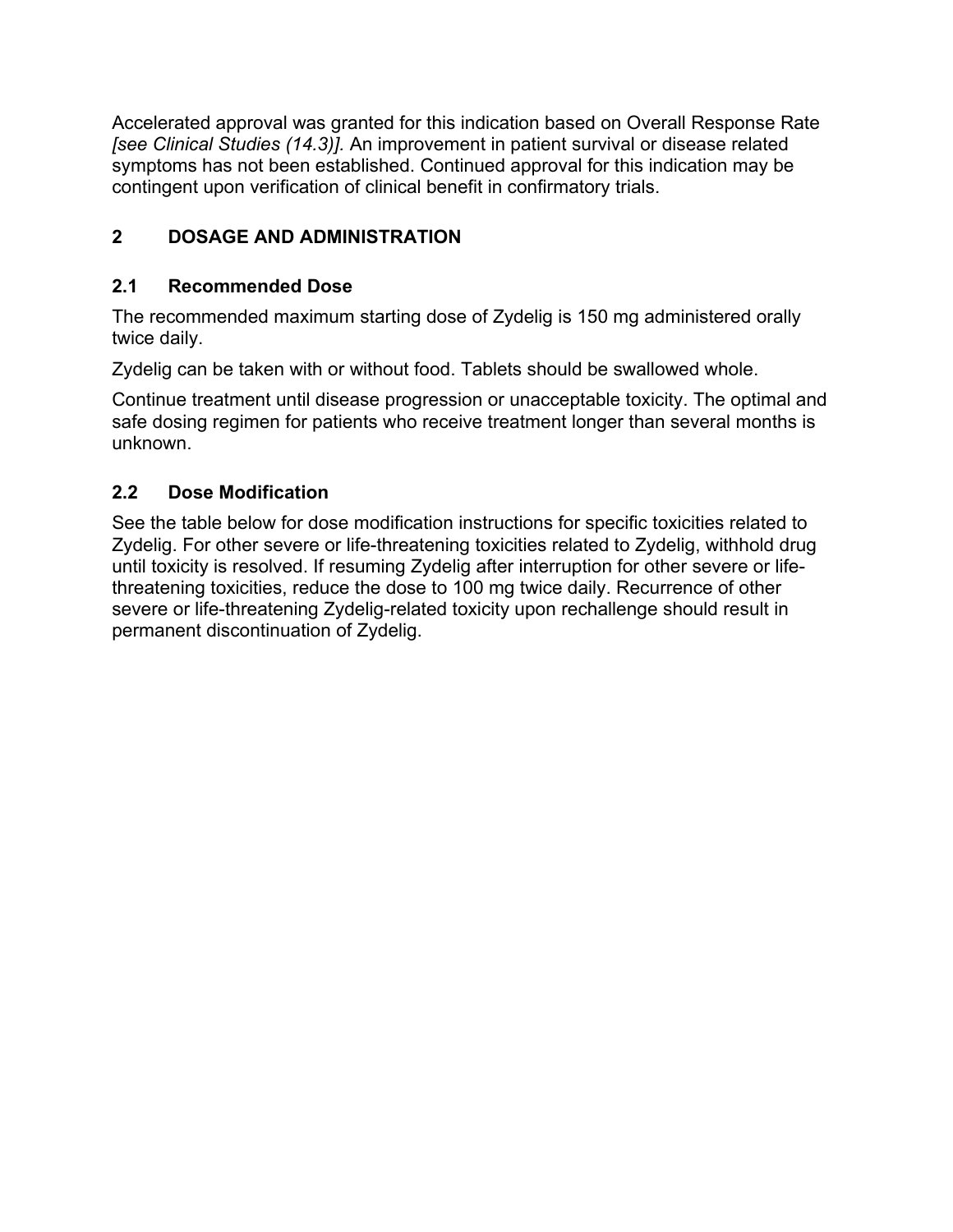Accelerated approval was granted for this indication based on Overall Response Rate *[see Clinical Studies (14.3)]*. An improvement in patient survival or disease related symptoms has not been established. Continued approval for this indication may be contingent upon verification of clinical benefit in confirmatory trials.

## 2 DOSAGE AND ADMINISTRATION

### 2.1 Recommended Dose

The recommended maximum starting dose of Zydelig is 150 mg administered orally twice daily.

Zydelig can be taken with or without food. Tablets should be swallowed whole.

Continue treatment until disease progression or unacceptable toxicity. The optimal and safe dosing regimen for patients who receive treatment longer than several months is unknown.

### 2.2 Dose Modification

See the table below for dose modification instructions for specific toxicities related to Zydelig. For other severe or life-threatening toxicities related to Zydelig, withhold drug until toxicity is resolved. If resuming Zydelig after interruption for other severe or life-threatening toxicities, reduce the dose to 100 mg twice daily. Recurrence of other severe or life-threatening Zydelig-related toxicity upon rechallenge should result in permanent discontinuation of Zydelig.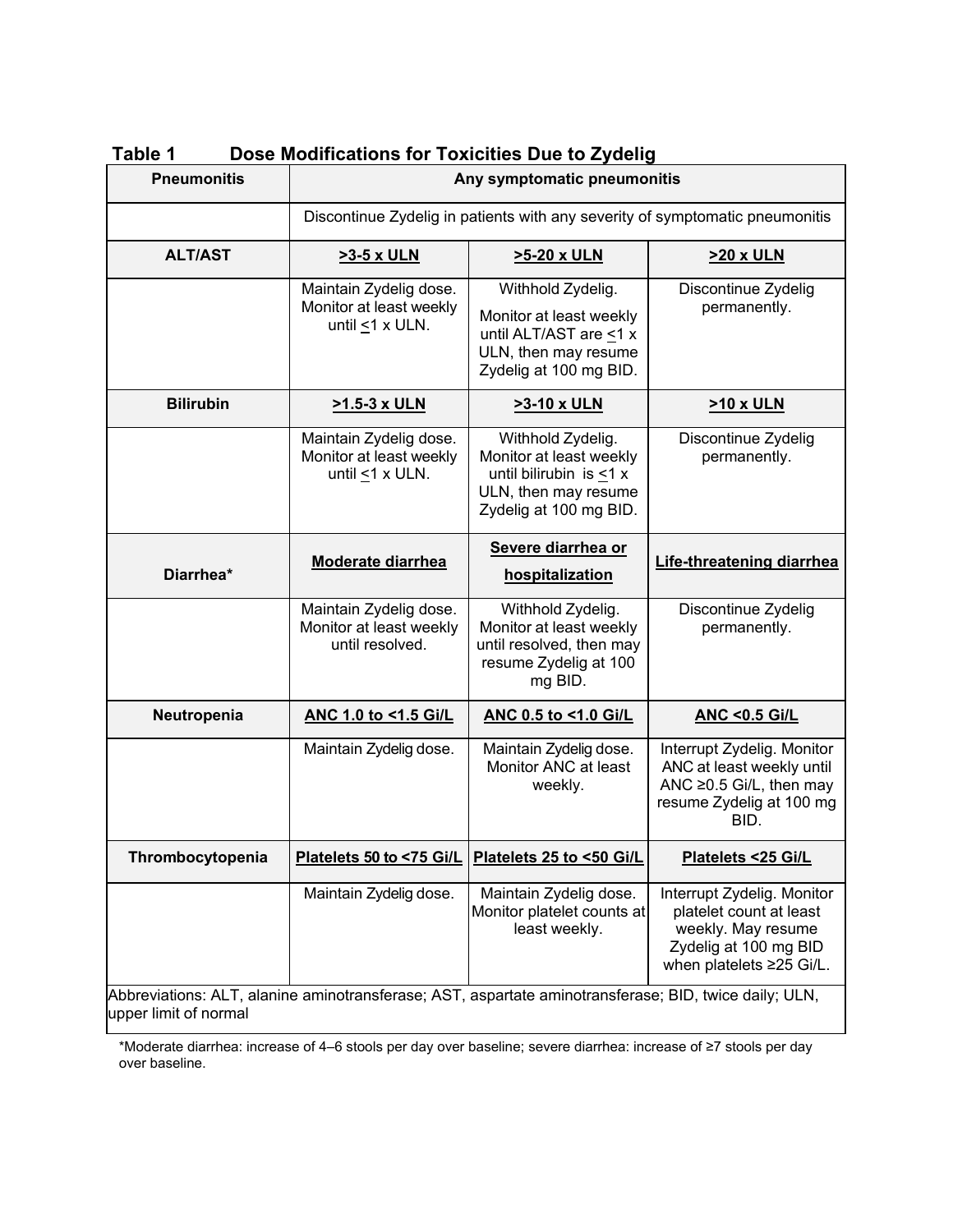**Table 1 Dose Modifications for Toxicities Due to Zydelig**

| Pneumonitis | Any symptomatic pneumonitis | | |
|---|---|---|---|
| | Discontinue Zydelig in patients with any severity of symptomatic pneumonitis | | |
| **ALT/AST** | **>3-5 x ULN** | **>5-20 x ULN** | **>20 x ULN** |
| | Maintain Zydelig dose. Monitor at least weekly until ≤1 x ULN. | Withhold Zydelig. Monitor at least weekly until ALT/AST are ≤1 x ULN, then may resume Zydelig at 100 mg BID. | Discontinue Zydelig permanently. |
| **Bilirubin** | **>1.5-3 x ULN** | **>3-10 x ULN** | **>10 x ULN** |
| | Maintain Zydelig dose. Monitor at least weekly until ≤1 x ULN. | Withhold Zydelig. Monitor at least weekly until bilirubin is ≤1 x ULN, then may resume Zydelig at 100 mg BID. | Discontinue Zydelig permanently. |
| **Diarrhea*** | **Moderate diarrhea** | **Severe diarrhea or hospitalization** | **Life-threatening diarrhea** |
| | Maintain Zydelig dose. Monitor at least weekly until resolved. | Withhold Zydelig. Monitor at least weekly until resolved, then may resume Zydelig at 100 mg BID. | Discontinue Zydelig permanently. |
| **Neutropenia** | **ANC 1.0 to <1.5 Gi/L** | **ANC 0.5 to <1.0 Gi/L** | **ANC <0.5 Gi/L** |
| | Maintain Zydelig dose. | Maintain Zydelig dose. Monitor ANC at least weekly. | Interrupt Zydelig. Monitor ANC at least weekly until ANC ≥0.5 Gi/L, then may resume Zydelig at 100 mg BID. |
| **Thrombocytopenia** | **Platelets 50 to <75 Gi/L** | **Platelets 25 to <50 Gi/L** | **Platelets <25 Gi/L** |
| | Maintain Zydelig dose. | Maintain Zydelig dose. Monitor platelet counts at least weekly. | Interrupt Zydelig. Monitor platelet count at least weekly. May resume Zydelig at 100 mg BID when platelets ≥25 Gi/L. |

Abbreviations: ALT, alanine aminotransferase; AST, aspartate aminotransferase; BID, twice daily; ULN, upper limit of normal

*Moderate diarrhea: increase of 4–6 stools per day over baseline; severe diarrhea: increase of ≥7 stools per day over baseline.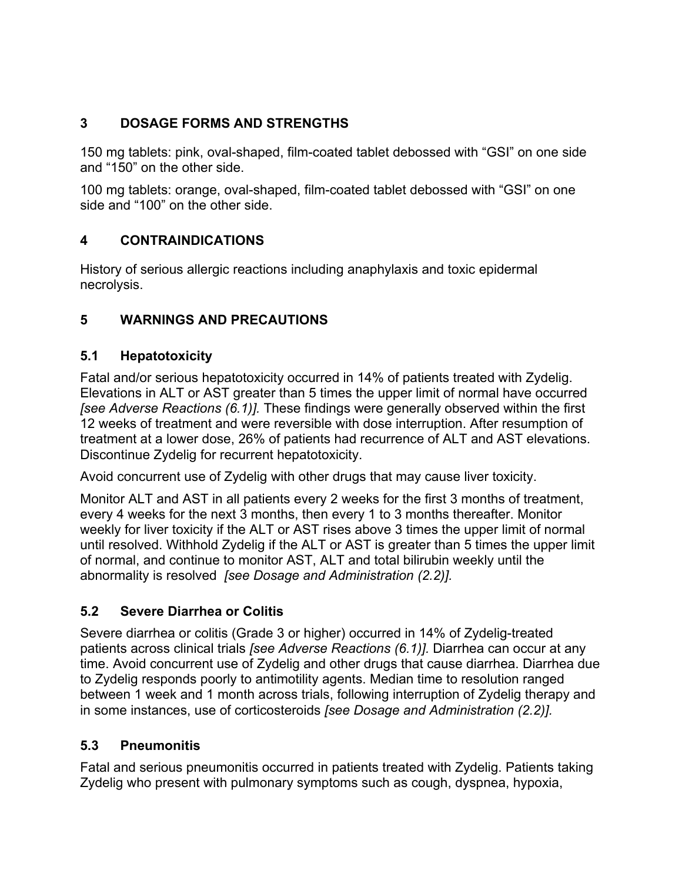## 3 DOSAGE FORMS AND STRENGTHS

150 mg tablets: pink, oval-shaped, film-coated tablet debossed with "GSI" on one side and "150" on the other side.

100 mg tablets: orange, oval-shaped, film-coated tablet debossed with "GSI" on one side and "100" on the other side.

## 4 CONTRAINDICATIONS

History of serious allergic reactions including anaphylaxis and toxic epidermal necrolysis.

## 5 WARNINGS AND PRECAUTIONS

### 5.1 Hepatotoxicity

Fatal and/or serious hepatotoxicity occurred in 14% of patients treated with Zydelig. Elevations in ALT or AST greater than 5 times the upper limit of normal have occurred *[see Adverse Reactions (6.1)].* These findings were generally observed within the first 12 weeks of treatment and were reversible with dose interruption. After resumption of treatment at a lower dose, 26% of patients had recurrence of ALT and AST elevations. Discontinue Zydelig for recurrent hepatotoxicity.

Avoid concurrent use of Zydelig with other drugs that may cause liver toxicity.

Monitor ALT and AST in all patients every 2 weeks for the first 3 months of treatment, every 4 weeks for the next 3 months, then every 1 to 3 months thereafter. Monitor weekly for liver toxicity if the ALT or AST rises above 3 times the upper limit of normal until resolved. Withhold Zydelig if the ALT or AST is greater than 5 times the upper limit of normal, and continue to monitor AST, ALT and total bilirubin weekly until the abnormality is resolved *[see Dosage and Administration (2.2)].*

### 5.2 Severe Diarrhea or Colitis

Severe diarrhea or colitis (Grade 3 or higher) occurred in 14% of Zydelig-treated patients across clinical trials *[see Adverse Reactions (6.1)].* Diarrhea can occur at any time. Avoid concurrent use of Zydelig and other drugs that cause diarrhea. Diarrhea due to Zydelig responds poorly to antimotility agents. Median time to resolution ranged between 1 week and 1 month across trials, following interruption of Zydelig therapy and in some instances, use of corticosteroids *[see Dosage and Administration (2.2)].*

### 5.3 Pneumonitis

Fatal and serious pneumonitis occurred in patients treated with Zydelig. Patients taking Zydelig who present with pulmonary symptoms such as cough, dyspnea, hypoxia,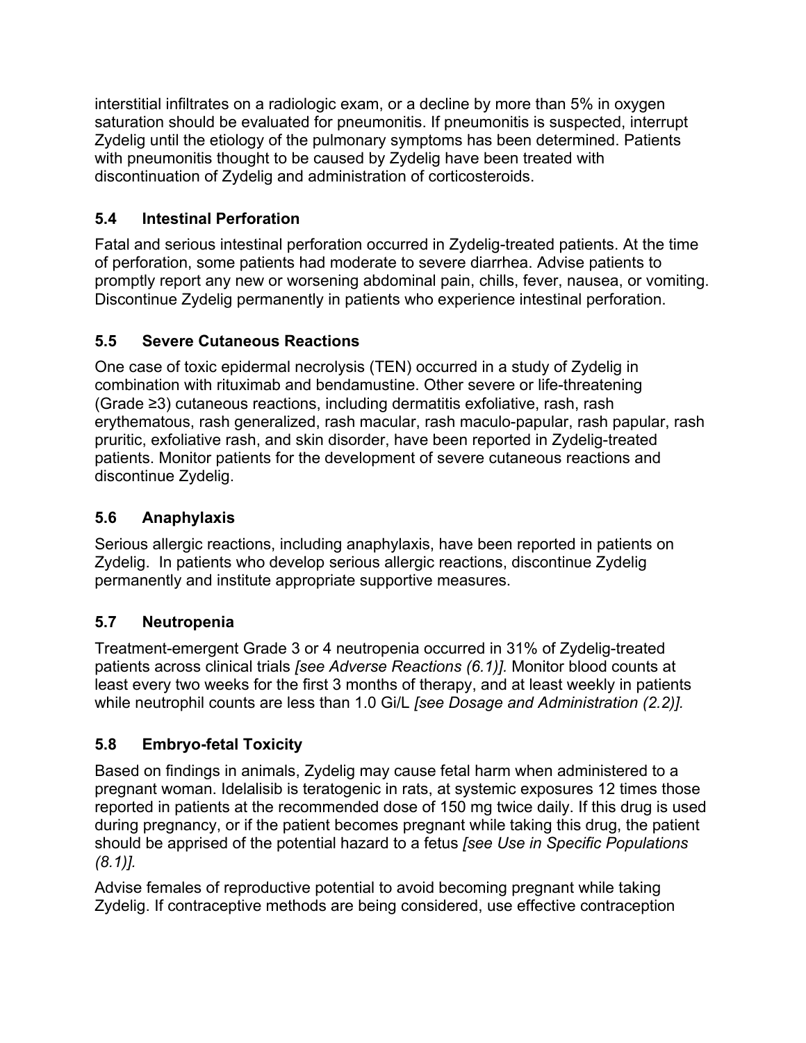interstitial infiltrates on a radiologic exam, or a decline by more than 5% in oxygen saturation should be evaluated for pneumonitis. If pneumonitis is suspected, interrupt Zydelig until the etiology of the pulmonary symptoms has been determined. Patients with pneumonitis thought to be caused by Zydelig have been treated with discontinuation of Zydelig and administration of corticosteroids.

### 5.4 Intestinal Perforation

Fatal and serious intestinal perforation occurred in Zydelig-treated patients. At the time of perforation, some patients had moderate to severe diarrhea. Advise patients to promptly report any new or worsening abdominal pain, chills, fever, nausea, or vomiting. Discontinue Zydelig permanently in patients who experience intestinal perforation.

### 5.5 Severe Cutaneous Reactions

One case of toxic epidermal necrolysis (TEN) occurred in a study of Zydelig in combination with rituximab and bendamustine. Other severe or life-threatening (Grade ≥3) cutaneous reactions, including dermatitis exfoliative, rash, rash erythematous, rash generalized, rash macular, rash maculo-papular, rash papular, rash pruritic, exfoliative rash, and skin disorder, have been reported in Zydelig-treated patients. Monitor patients for the development of severe cutaneous reactions and discontinue Zydelig.

### 5.6 Anaphylaxis

Serious allergic reactions, including anaphylaxis, have been reported in patients on Zydelig. In patients who develop serious allergic reactions, discontinue Zydelig permanently and institute appropriate supportive measures.

### 5.7 Neutropenia

Treatment-emergent Grade 3 or 4 neutropenia occurred in 31% of Zydelig-treated patients across clinical trials *[see Adverse Reactions (6.1)]*. Monitor blood counts at least every two weeks for the first 3 months of therapy, and at least weekly in patients while neutrophil counts are less than 1.0 Gi/L *[see Dosage and Administration (2.2)]*.

### 5.8 Embryo-fetal Toxicity

Based on findings in animals, Zydelig may cause fetal harm when administered to a pregnant woman. Idelalisib is teratogenic in rats, at systemic exposures 12 times those reported in patients at the recommended dose of 150 mg twice daily. If this drug is used during pregnancy, or if the patient becomes pregnant while taking this drug, the patient should be apprised of the potential hazard to a fetus *[see Use in Specific Populations (8.1)]*.

Advise females of reproductive potential to avoid becoming pregnant while taking Zydelig. If contraceptive methods are being considered, use effective contraception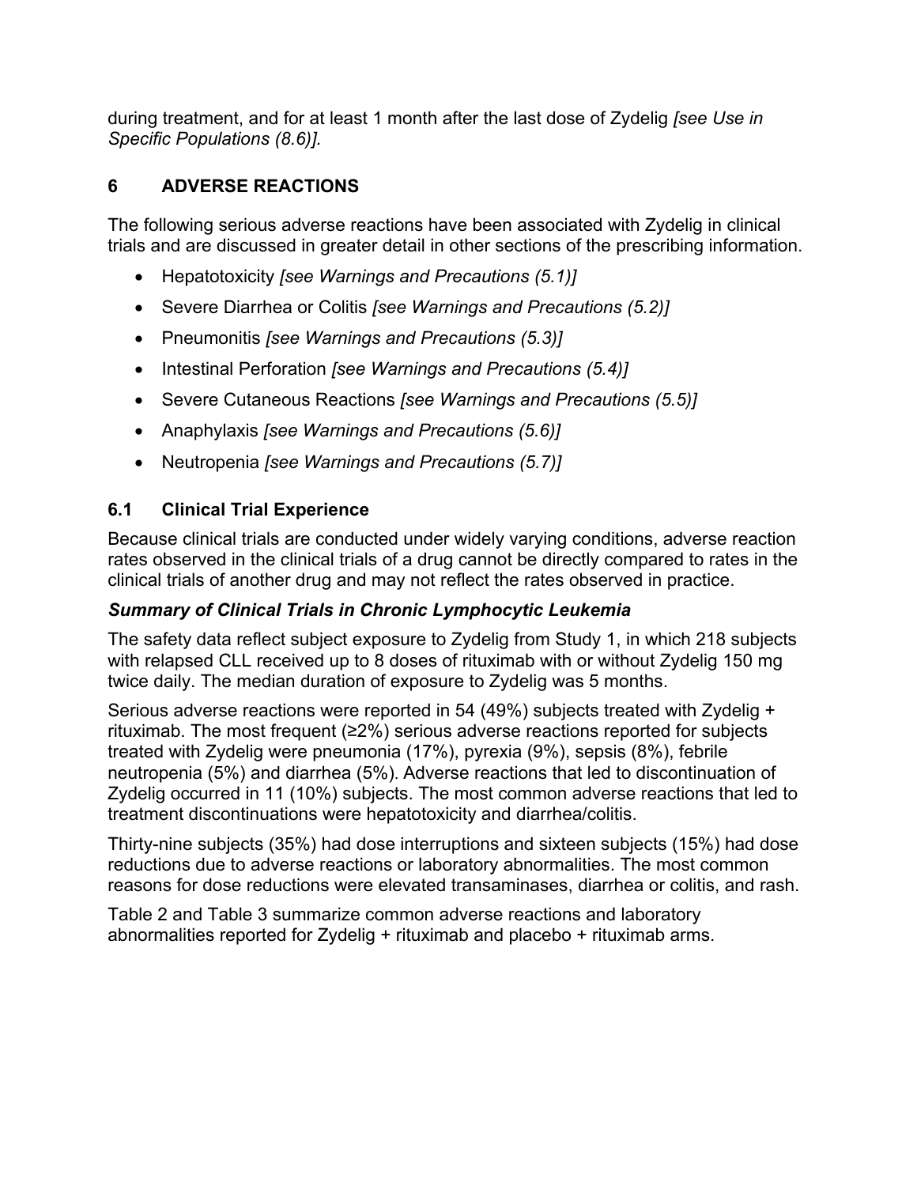during treatment, and for at least 1 month after the last dose of Zydelig *[see Use in Specific Populations (8.6)].*

## 6 ADVERSE REACTIONS

The following serious adverse reactions have been associated with Zydelig in clinical trials and are discussed in greater detail in other sections of the prescribing information.

- Hepatotoxicity *[see Warnings and Precautions (5.1)]*
- Severe Diarrhea or Colitis *[see Warnings and Precautions (5.2)]*
- Pneumonitis *[see Warnings and Precautions (5.3)]*
- Intestinal Perforation *[see Warnings and Precautions (5.4)]*
- Severe Cutaneous Reactions *[see Warnings and Precautions (5.5)]*
- Anaphylaxis *[see Warnings and Precautions (5.6)]*
- Neutropenia *[see Warnings and Precautions (5.7)]*

### 6.1 Clinical Trial Experience

Because clinical trials are conducted under widely varying conditions, adverse reaction rates observed in the clinical trials of a drug cannot be directly compared to rates in the clinical trials of another drug and may not reflect the rates observed in practice.

***Summary of Clinical Trials in Chronic Lymphocytic Leukemia***

The safety data reflect subject exposure to Zydelig from Study 1, in which 218 subjects with relapsed CLL received up to 8 doses of rituximab with or without Zydelig 150 mg twice daily. The median duration of exposure to Zydelig was 5 months.

Serious adverse reactions were reported in 54 (49%) subjects treated with Zydelig + rituximab. The most frequent (≥2%) serious adverse reactions reported for subjects treated with Zydelig were pneumonia (17%), pyrexia (9%), sepsis (8%), febrile neutropenia (5%) and diarrhea (5%). Adverse reactions that led to discontinuation of Zydelig occurred in 11 (10%) subjects. The most common adverse reactions that led to treatment discontinuations were hepatotoxicity and diarrhea/colitis.

Thirty-nine subjects (35%) had dose interruptions and sixteen subjects (15%) had dose reductions due to adverse reactions or laboratory abnormalities. The most common reasons for dose reductions were elevated transaminases, diarrhea or colitis, and rash.

Table 2 and Table 3 summarize common adverse reactions and laboratory abnormalities reported for Zydelig + rituximab and placebo + rituximab arms.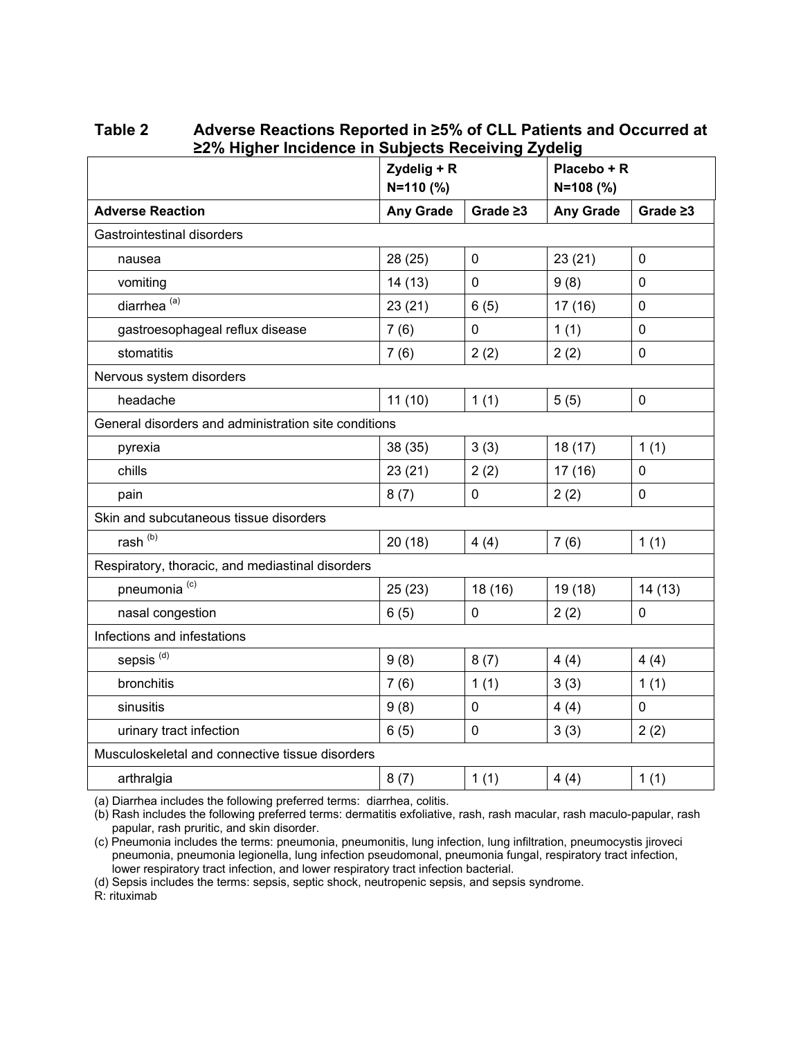**Table 2 Adverse Reactions Reported in ≥5% of CLL Patients and Occurred at ≥2% Higher Incidence in Subjects Receiving Zydelig**

| | Zydelig + R N=110 (%) | | Placebo + R N=108 (%) | |
|---|---|---|---|---|
| **Adverse Reaction** | **Any Grade** | **Grade ≥3** | **Any Grade** | **Grade ≥3** |
| Gastrointestinal disorders | | | | |
| nausea | 28 (25) | 0 | 23 (21) | 0 |
| vomiting | 14 (13) | 0 | 9 (8) | 0 |
| diarrhea [(a)] | 23 (21) | 6 (5) | 17 (16) | 0 |
| gastroesophageal reflux disease | 7 (6) | 0 | 1 (1) | 0 |
| stomatitis | 7 (6) | 2 (2) | 2 (2) | 0 |
| Nervous system disorders | | | | |
| headache | 11 (10) | 1 (1) | 5 (5) | 0 |
| General disorders and administration site conditions | | | | |
| pyrexia | 38 (35) | 3 (3) | 18 (17) | 1 (1) |
| chills | 23 (21) | 2 (2) | 17 (16) | 0 |
| pain | 8 (7) | 0 | 2 (2) | 0 |
| Skin and subcutaneous tissue disorders | | | | |
| rash [(b)] | 20 (18) | 4 (4) | 7 (6) | 1 (1) |
| Respiratory, thoracic, and mediastinal disorders | | | | |
| pneumonia [(c)] | 25 (23) | 18 (16) | 19 (18) | 14 (13) |
| nasal congestion | 6 (5) | 0 | 2 (2) | 0 |
| Infections and infestations | | | | |
| sepsis [(d)] | 9 (8) | 8 (7) | 4 (4) | 4 (4) |
| bronchitis | 7 (6) | 1 (1) | 3 (3) | 1 (1) |
| sinusitis | 9 (8) | 0 | 4 (4) | 0 |
| urinary tract infection | 6 (5) | 0 | 3 (3) | 2 (2) |
| Musculoskeletal and connective tissue disorders | | | | |
| arthralgia | 8 (7) | 1 (1) | 4 (4) | 1 (1) |

(a) Diarrhea includes the following preferred terms: diarrhea, colitis.
(b) Rash includes the following preferred terms: dermatitis exfoliative, rash, rash macular, rash maculo-papular, rash papular, rash pruritic, and skin disorder.
(c) Pneumonia includes the terms: pneumonia, pneumonitis, lung infection, lung infiltration, pneumocystis jiroveci pneumonia, pneumonia legionella, lung infection pseudomonal, pneumonia fungal, respiratory tract infection, lower respiratory tract infection, and lower respiratory tract infection bacterial.
(d) Sepsis includes the terms: sepsis, septic shock, neutropenic sepsis, and sepsis syndrome.
R: rituximab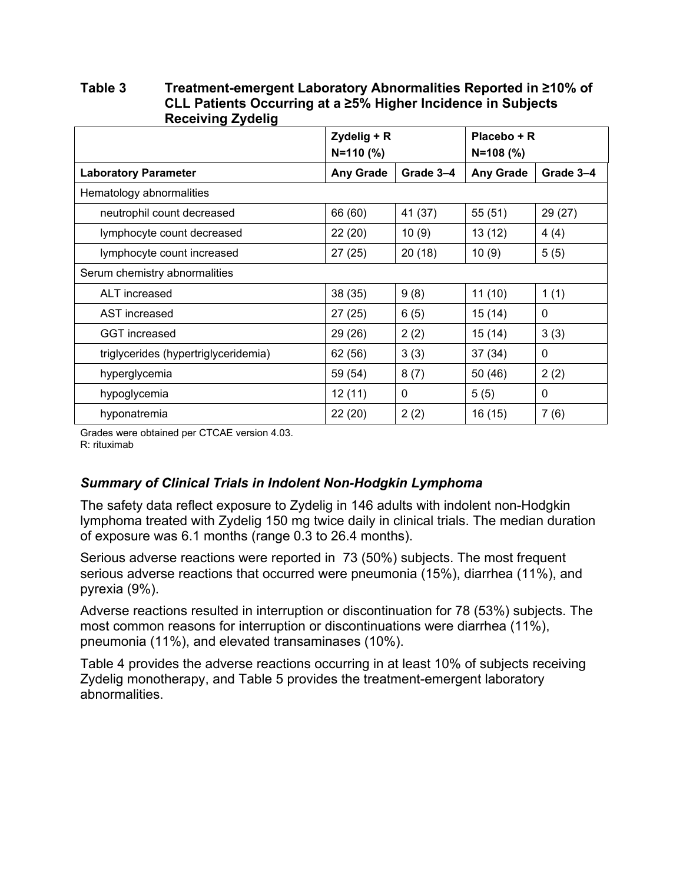**Table 3 Treatment-emergent Laboratory Abnormalities Reported in ≥10% of CLL Patients Occurring at a ≥5% Higher Incidence in Subjects Receiving Zydelig**

| | Zydelig + R N=110 (%) | | Placebo + R N=108 (%) | |
|---|---|---|---|---|
| **Laboratory Parameter** | **Any Grade** | **Grade 3–4** | **Any Grade** | **Grade 3–4** |
| Hematology abnormalities | | | | |
| neutrophil count decreased | 66 (60) | 41 (37) | 55 (51) | 29 (27) |
| lymphocyte count decreased | 22 (20) | 10 (9) | 13 (12) | 4 (4) |
| lymphocyte count increased | 27 (25) | 20 (18) | 10 (9) | 5 (5) |
| Serum chemistry abnormalities | | | | |
| ALT increased | 38 (35) | 9 (8) | 11 (10) | 1 (1) |
| AST increased | 27 (25) | 6 (5) | 15 (14) | 0 |
| GGT increased | 29 (26) | 2 (2) | 15 (14) | 3 (3) |
| triglycerides (hypertriglyceridemia) | 62 (56) | 3 (3) | 37 (34) | 0 |
| hyperglycemia | 59 (54) | 8 (7) | 50 (46) | 2 (2) |
| hypoglycemia | 12 (11) | 0 | 5 (5) | 0 |
| hyponatremia | 22 (20) | 2 (2) | 16 (15) | 7 (6) |

Grades were obtained per CTCAE version 4.03.
R: rituximab

### *Summary of Clinical Trials in Indolent Non-Hodgkin Lymphoma*

The safety data reflect exposure to Zydelig in 146 adults with indolent non-Hodgkin lymphoma treated with Zydelig 150 mg twice daily in clinical trials. The median duration of exposure was 6.1 months (range 0.3 to 26.4 months).

Serious adverse reactions were reported in 73 (50%) subjects. The most frequent serious adverse reactions that occurred were pneumonia (15%), diarrhea (11%), and pyrexia (9%).

Adverse reactions resulted in interruption or discontinuation for 78 (53%) subjects. The most common reasons for interruption or discontinuations were diarrhea (11%), pneumonia (11%), and elevated transaminases (10%).

Table 4 provides the adverse reactions occurring in at least 10% of subjects receiving Zydelig monotherapy, and Table 5 provides the treatment-emergent laboratory abnormalities.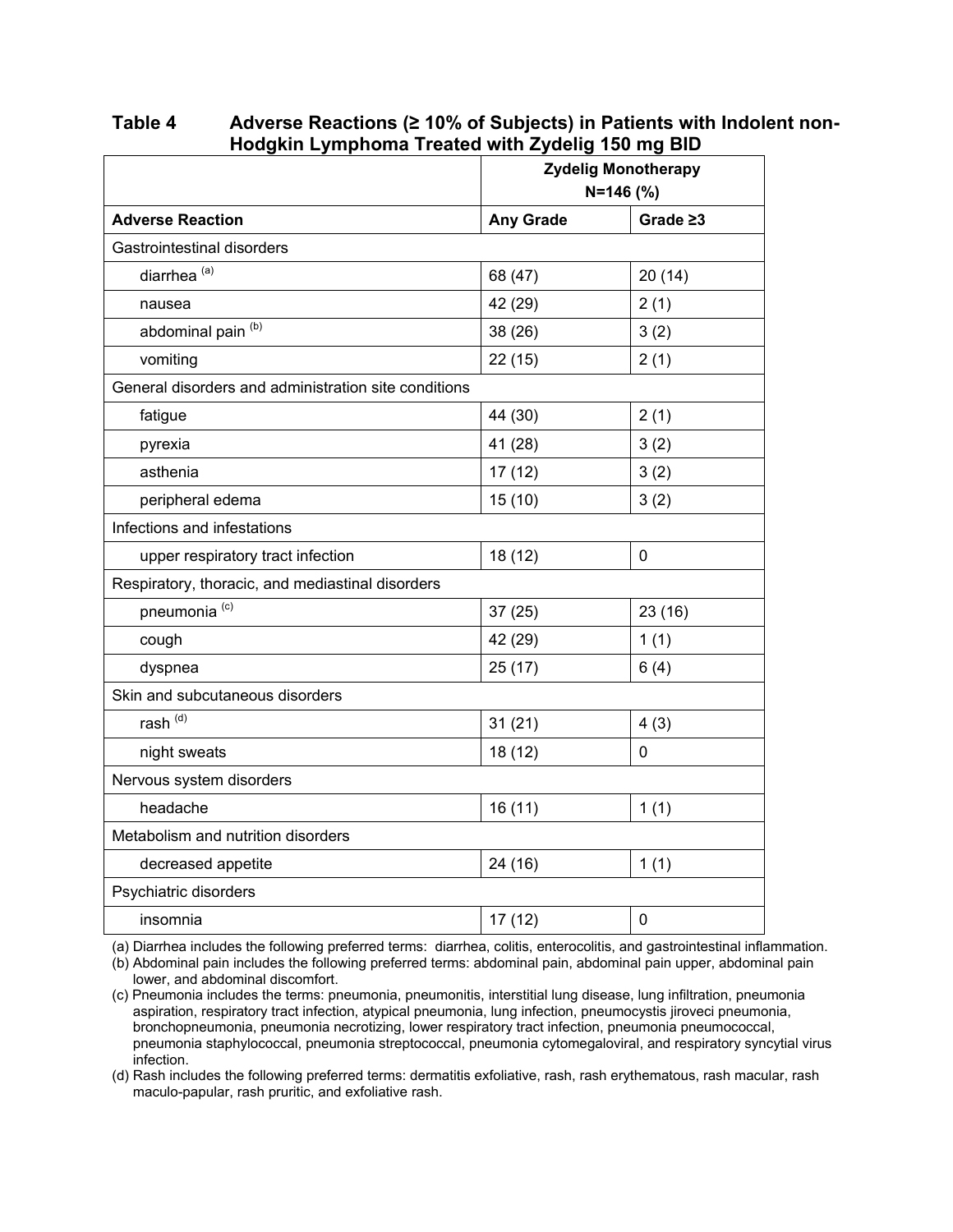**Table 4 Adverse Reactions (≥ 10% of Subjects) in Patients with Indolent non-Hodgkin Lymphoma Treated with Zydelig 150 mg BID**

| | Zydelig Monotherapy N=146 (%) | |
|---|---|---|
| **Adverse Reaction** | **Any Grade** | **Grade ≥3** |
| Gastrointestinal disorders | | |
| diarrhea [(a)] | 68 (47) | 20 (14) |
| nausea | 42 (29) | 2 (1) |
| abdominal pain [(b)] | 38 (26) | 3 (2) |
| vomiting | 22 (15) | 2 (1) |
| General disorders and administration site conditions | | |
| fatigue | 44 (30) | 2 (1) |
| pyrexia | 41 (28) | 3 (2) |
| asthenia | 17 (12) | 3 (2) |
| peripheral edema | 15 (10) | 3 (2) |
| Infections and infestations | | |
| upper respiratory tract infection | 18 (12) | 0 |
| Respiratory, thoracic, and mediastinal disorders | | |
| pneumonia [(c)] | 37 (25) | 23 (16) |
| cough | 42 (29) | 1 (1) |
| dyspnea | 25 (17) | 6 (4) |
| Skin and subcutaneous disorders | | |
| rash [(d)] | 31 (21) | 4 (3) |
| night sweats | 18 (12) | 0 |
| Nervous system disorders | | |
| headache | 16 (11) | 1 (1) |
| Metabolism and nutrition disorders | | |
| decreased appetite | 24 (16) | 1 (1) |
| Psychiatric disorders | | |
| insomnia | 17 (12) | 0 |

(a) Diarrhea includes the following preferred terms: diarrhea, colitis, enterocolitis, and gastrointestinal inflammation.

(b) Abdominal pain includes the following preferred terms: abdominal pain, abdominal pain upper, abdominal pain lower, and abdominal discomfort.

(c) Pneumonia includes the terms: pneumonia, pneumonitis, interstitial lung disease, lung infiltration, pneumonia aspiration, respiratory tract infection, atypical pneumonia, lung infection, pneumocystis jiroveci pneumonia, bronchopneumonia, pneumonia necrotizing, lower respiratory tract infection, pneumonia pneumococcal, pneumonia staphylococcal, pneumonia streptococcal, pneumonia cytomegaloviral, and respiratory syncytial virus infection.

(d) Rash includes the following preferred terms: dermatitis exfoliative, rash, rash erythematous, rash macular, rash maculo-papular, rash pruritic, and exfoliative rash.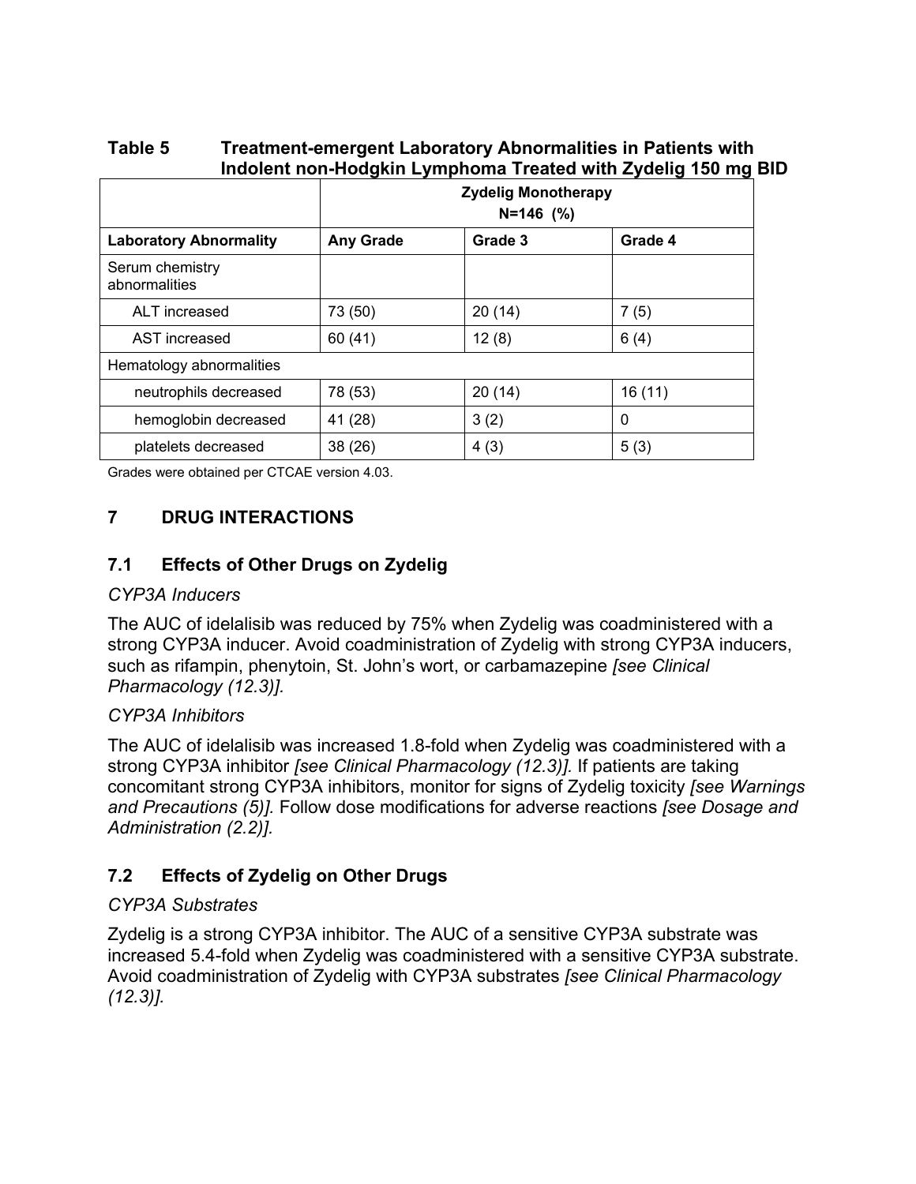**Table 5 Treatment-emergent Laboratory Abnormalities in Patients with Indolent non-Hodgkin Lymphoma Treated with Zydelig 150 mg BID**

| | Zydelig Monotherapy N=146 (%) | | |
|---|---|---|---|
| **Laboratory Abnormality** | **Any Grade** | **Grade 3** | **Grade 4** |
| Serum chemistry abnormalities | | | |
| ALT increased | 73 (50) | 20 (14) | 7 (5) |
| AST increased | 60 (41) | 12 (8) | 6 (4) |
| Hematology abnormalities | | | |
| neutrophils decreased | 78 (53) | 20 (14) | 16 (11) |
| hemoglobin decreased | 41 (28) | 3 (2) | 0 |
| platelets decreased | 38 (26) | 4 (3) | 5 (3) |

Grades were obtained per CTCAE version 4.03.

## 7 DRUG INTERACTIONS

### 7.1 Effects of Other Drugs on Zydelig

*CYP3A Inducers*

The AUC of idelalisib was reduced by 75% when Zydelig was coadministered with a strong CYP3A inducer. Avoid coadministration of Zydelig with strong CYP3A inducers, such as rifampin, phenytoin, St. John's wort, or carbamazepine *[see Clinical Pharmacology (12.3)].*

*CYP3A Inhibitors*

The AUC of idelalisib was increased 1.8-fold when Zydelig was coadministered with a strong CYP3A inhibitor *[see Clinical Pharmacology (12.3)].* If patients are taking concomitant strong CYP3A inhibitors, monitor for signs of Zydelig toxicity *[see Warnings and Precautions (5)].* Follow dose modifications for adverse reactions *[see Dosage and Administration (2.2)].*

### 7.2 Effects of Zydelig on Other Drugs

*CYP3A Substrates*

Zydelig is a strong CYP3A inhibitor. The AUC of a sensitive CYP3A substrate was increased 5.4-fold when Zydelig was coadministered with a sensitive CYP3A substrate. Avoid coadministration of Zydelig with CYP3A substrates *[see Clinical Pharmacology (12.3)].*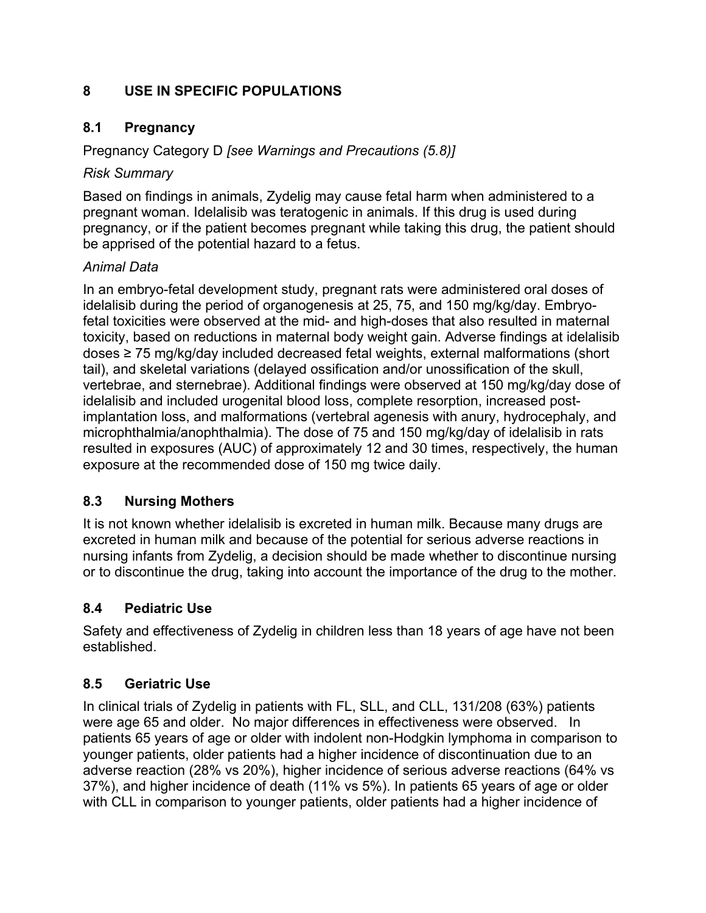## 8 USE IN SPECIFIC POPULATIONS

### 8.1 Pregnancy

Pregnancy Category D *[see Warnings and Precautions (5.8)]*

*Risk Summary*

Based on findings in animals, Zydelig may cause fetal harm when administered to a pregnant woman. Idelalisib was teratogenic in animals. If this drug is used during pregnancy, or if the patient becomes pregnant while taking this drug, the patient should be apprised of the potential hazard to a fetus.

*Animal Data*

In an embryo-fetal development study, pregnant rats were administered oral doses of idelalisib during the period of organogenesis at 25, 75, and 150 mg/kg/day. Embryo-fetal toxicities were observed at the mid- and high-doses that also resulted in maternal toxicity, based on reductions in maternal body weight gain. Adverse findings at idelalisib doses ≥ 75 mg/kg/day included decreased fetal weights, external malformations (short tail), and skeletal variations (delayed ossification and/or unossification of the skull, vertebrae, and sternebrae). Additional findings were observed at 150 mg/kg/day dose of idelalisib and included urogenital blood loss, complete resorption, increased post-implantation loss, and malformations (vertebral agenesis with anury, hydrocephaly, and microphthalmia/anophthalmia). The dose of 75 and 150 mg/kg/day of idelalisib in rats resulted in exposures (AUC) of approximately 12 and 30 times, respectively, the human exposure at the recommended dose of 150 mg twice daily.

### 8.3 Nursing Mothers

It is not known whether idelalisib is excreted in human milk. Because many drugs are excreted in human milk and because of the potential for serious adverse reactions in nursing infants from Zydelig, a decision should be made whether to discontinue nursing or to discontinue the drug, taking into account the importance of the drug to the mother.

### 8.4 Pediatric Use

Safety and effectiveness of Zydelig in children less than 18 years of age have not been established.

### 8.5 Geriatric Use

In clinical trials of Zydelig in patients with FL, SLL, and CLL, 131/208 (63%) patients were age 65 and older. No major differences in effectiveness were observed. In patients 65 years of age or older with indolent non-Hodgkin lymphoma in comparison to younger patients, older patients had a higher incidence of discontinuation due to an adverse reaction (28% vs 20%), higher incidence of serious adverse reactions (64% vs 37%), and higher incidence of death (11% vs 5%). In patients 65 years of age or older with CLL in comparison to younger patients, older patients had a higher incidence of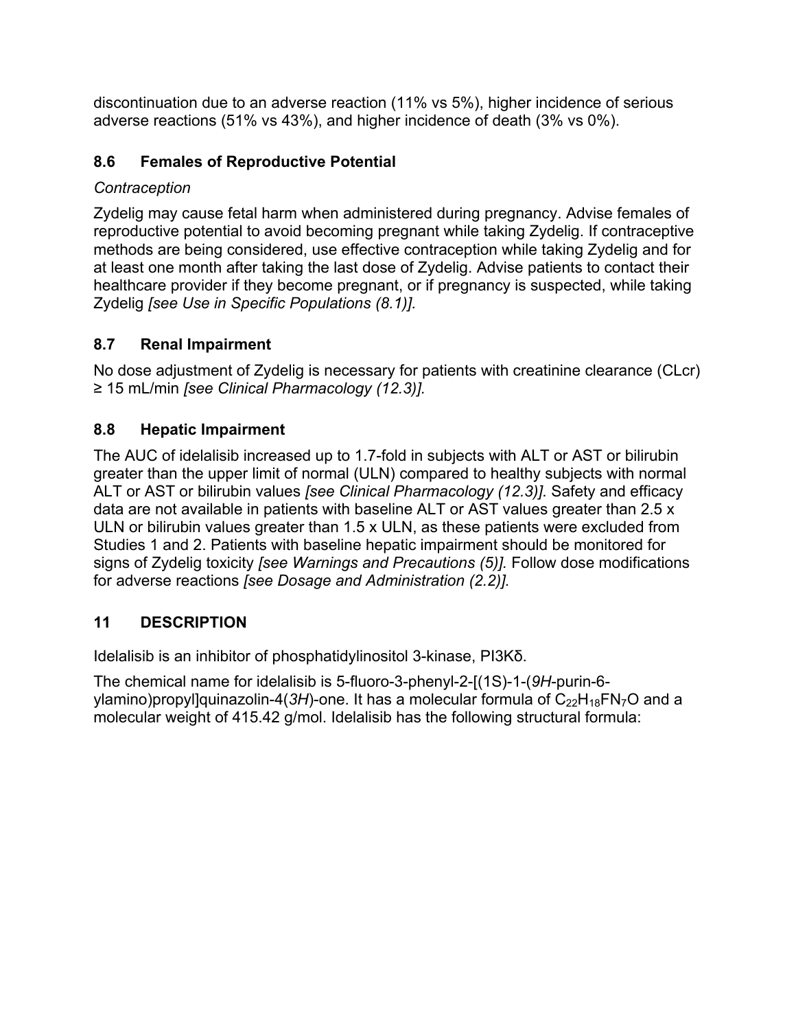discontinuation due to an adverse reaction (11% vs 5%), higher incidence of serious adverse reactions (51% vs 43%), and higher incidence of death (3% vs 0%).

## 8.6 Females of Reproductive Potential

*Contraception*

Zydelig may cause fetal harm when administered during pregnancy. Advise females of reproductive potential to avoid becoming pregnant while taking Zydelig. If contraceptive methods are being considered, use effective contraception while taking Zydelig and for at least one month after taking the last dose of Zydelig. Advise patients to contact their healthcare provider if they become pregnant, or if pregnancy is suspected, while taking Zydelig *[see Use in Specific Populations (8.1)].*

## 8.7 Renal Impairment

No dose adjustment of Zydelig is necessary for patients with creatinine clearance (CLcr) ≥ 15 mL/min *[see Clinical Pharmacology (12.3)].*

## 8.8 Hepatic Impairment

The AUC of idelalisib increased up to 1.7-fold in subjects with ALT or AST or bilirubin greater than the upper limit of normal (ULN) compared to healthy subjects with normal ALT or AST or bilirubin values *[see Clinical Pharmacology (12.3)].* Safety and efficacy data are not available in patients with baseline ALT or AST values greater than 2.5 x ULN or bilirubin values greater than 1.5 x ULN, as these patients were excluded from Studies 1 and 2. Patients with baseline hepatic impairment should be monitored for signs of Zydelig toxicity *[see Warnings and Precautions (5)].* Follow dose modifications for adverse reactions *[see Dosage and Administration (2.2)].*

# 11 DESCRIPTION

Idelalisib is an inhibitor of phosphatidylinositol 3-kinase, PI3Kδ.

The chemical name for idelalisib is 5-fluoro-3-phenyl-2-[(1S)-1-(*9H*-purin-6-ylamino)propyl]quinazolin-4(*3H*)-one. It has a molecular formula of $C_{22}H_{18}FN_7O$ and a molecular weight of 415.42 g/mol. Idelalisib has the following structural formula: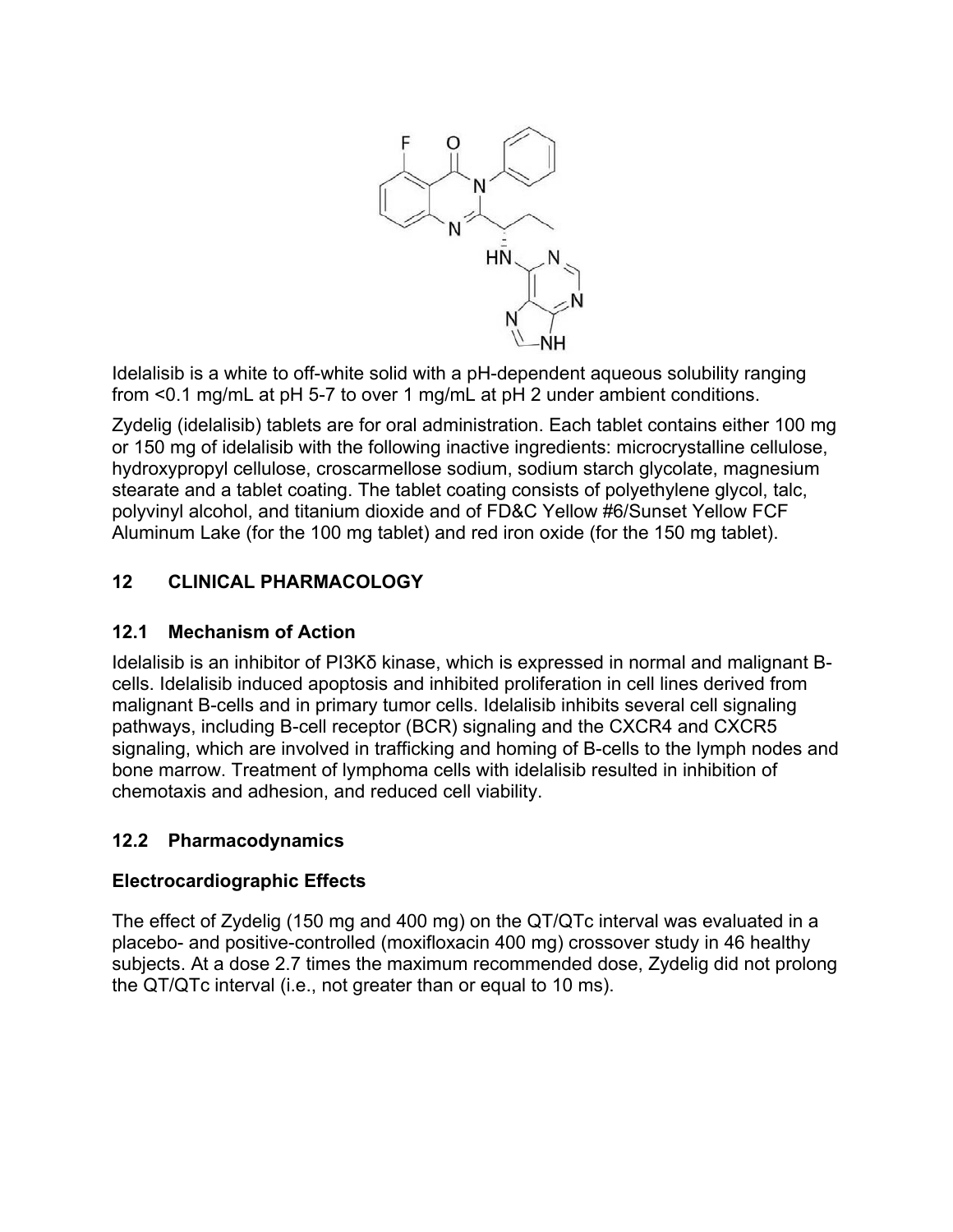Idelalisib is a white to off-white solid with a pH-dependent aqueous solubility ranging from <0.1 mg/mL at pH 5-7 to over 1 mg/mL at pH 2 under ambient conditions.

Zydelig (idelalisib) tablets are for oral administration. Each tablet contains either 100 mg or 150 mg of idelalisib with the following inactive ingredients: microcrystalline cellulose, hydroxypropyl cellulose, croscarmellose sodium, sodium starch glycolate, magnesium stearate and a tablet coating. The tablet coating consists of polyethylene glycol, talc, polyvinyl alcohol, and titanium dioxide and of FD&C Yellow #6/Sunset Yellow FCF Aluminum Lake (for the 100 mg tablet) and red iron oxide (for the 150 mg tablet).

## 12 CLINICAL PHARMACOLOGY

### 12.1 Mechanism of Action

Idelalisib is an inhibitor of PI3Kδ kinase, which is expressed in normal and malignant B-cells. Idelalisib induced apoptosis and inhibited proliferation in cell lines derived from malignant B-cells and in primary tumor cells. Idelalisib inhibits several cell signaling pathways, including B-cell receptor (BCR) signaling and the CXCR4 and CXCR5 signaling, which are involved in trafficking and homing of B-cells to the lymph nodes and bone marrow. Treatment of lymphoma cells with idelalisib resulted in inhibition of chemotaxis and adhesion, and reduced cell viability.

### 12.2 Pharmacodynamics

**Electrocardiographic Effects**

The effect of Zydelig (150 mg and 400 mg) on the QT/QTc interval was evaluated in a placebo- and positive-controlled (moxifloxacin 400 mg) crossover study in 46 healthy subjects. At a dose 2.7 times the maximum recommended dose, Zydelig did not prolong the QT/QTc interval (i.e., not greater than or equal to 10 ms).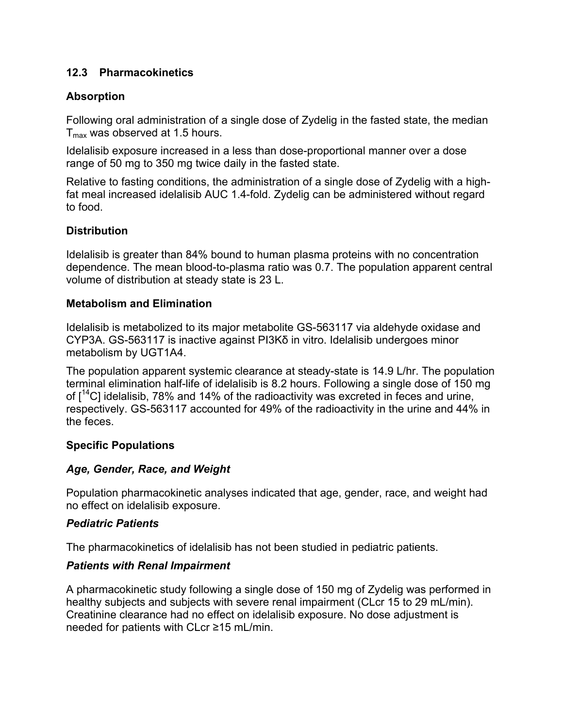### 12.3 Pharmacokinetics

**Absorption**

Following oral administration of a single dose of Zydelig in the fasted state, the median $T_{max}$ was observed at 1.5 hours.

Idelalisib exposure increased in a less than dose-proportional manner over a dose range of 50 mg to 350 mg twice daily in the fasted state.

Relative to fasting conditions, the administration of a single dose of Zydelig with a high-fat meal increased idelalisib AUC 1.4-fold. Zydelig can be administered without regard to food.

**Distribution**

Idelalisib is greater than 84% bound to human plasma proteins with no concentration dependence. The mean blood-to-plasma ratio was 0.7. The population apparent central volume of distribution at steady state is 23 L.

**Metabolism and Elimination**

Idelalisib is metabolized to its major metabolite GS-563117 via aldehyde oxidase and CYP3A. GS-563117 is inactive against PI3Kδ in vitro. Idelalisib undergoes minor metabolism by UGT1A4.

The population apparent systemic clearance at steady-state is 14.9 L/hr. The population terminal elimination half-life of idelalisib is 8.2 hours. Following a single dose of 150 mg of [$^{14}$C] idelalisib, 78% and 14% of the radioactivity was excreted in feces and urine, respectively. GS-563117 accounted for 49% of the radioactivity in the urine and 44% in the feces.

**Specific Populations**

***Age, Gender, Race, and Weight***

Population pharmacokinetic analyses indicated that age, gender, race, and weight had no effect on idelalisib exposure.

***Pediatric Patients***

The pharmacokinetics of idelalisib has not been studied in pediatric patients.

***Patients with Renal Impairment***

A pharmacokinetic study following a single dose of 150 mg of Zydelig was performed in healthy subjects and subjects with severe renal impairment (CLcr 15 to 29 mL/min). Creatinine clearance had no effect on idelalisib exposure. No dose adjustment is needed for patients with CLcr ≥15 mL/min.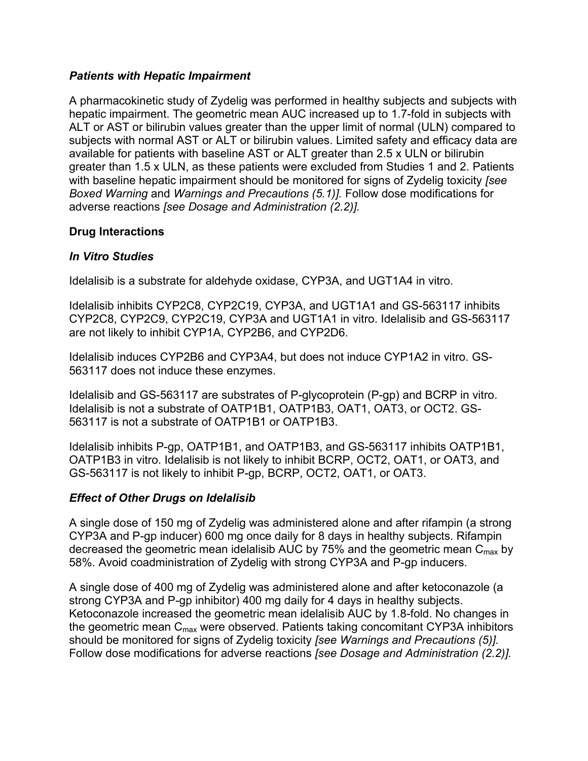### *Patients with Hepatic Impairment*

A pharmacokinetic study of Zydelig was performed in healthy subjects and subjects with hepatic impairment. The geometric mean AUC increased up to 1.7-fold in subjects with ALT or AST or bilirubin values greater than the upper limit of normal (ULN) compared to subjects with normal AST or ALT or bilirubin values. Limited safety and efficacy data are available for patients with baseline AST or ALT greater than 2.5 x ULN or bilirubin greater than 1.5 x ULN, as these patients were excluded from Studies 1 and 2. Patients with baseline hepatic impairment should be monitored for signs of Zydelig toxicity *[see Boxed Warning* and *Warnings and Precautions (5.1)].* Follow dose modifications for adverse reactions *[see Dosage and Administration (2.2)].*

### Drug Interactions

### *In Vitro Studies*

Idelalisib is a substrate for aldehyde oxidase, CYP3A, and UGT1A4 in vitro.

Idelalisib inhibits CYP2C8, CYP2C19, CYP3A, and UGT1A1 and GS-563117 inhibits CYP2C8, CYP2C9, CYP2C19, CYP3A and UGT1A1 in vitro. Idelalisib and GS-563117 are not likely to inhibit CYP1A, CYP2B6, and CYP2D6.

Idelalisib induces CYP2B6 and CYP3A4, but does not induce CYP1A2 in vitro. GS-563117 does not induce these enzymes.

Idelalisib and GS-563117 are substrates of P-glycoprotein (P-gp) and BCRP in vitro. Idelalisib is not a substrate of OATP1B1, OATP1B3, OAT1, OAT3, or OCT2. GS-563117 is not a substrate of OATP1B1 or OATP1B3.

Idelalisib inhibits P-gp, OATP1B1, and OATP1B3, and GS-563117 inhibits OATP1B1, OATP1B3 in vitro. Idelalisib is not likely to inhibit BCRP, OCT2, OAT1, or OAT3, and GS-563117 is not likely to inhibit P-gp, BCRP, OCT2, OAT1, or OAT3.

### *Effect of Other Drugs on Idelalisib*

A single dose of 150 mg of Zydelig was administered alone and after rifampin (a strong CYP3A and P-gp inducer) 600 mg once daily for 8 days in healthy subjects. Rifampin decreased the geometric mean idelalisib AUC by 75% and the geometric mean $C_{max}$ by 58%. Avoid coadministration of Zydelig with strong CYP3A and P-gp inducers.

A single dose of 400 mg of Zydelig was administered alone and after ketoconazole (a strong CYP3A and P-gp inhibitor) 400 mg daily for 4 days in healthy subjects. Ketoconazole increased the geometric mean idelalisib AUC by 1.8-fold. No changes in the geometric mean $C_{max}$ were observed. Patients taking concomitant CYP3A inhibitors should be monitored for signs of Zydelig toxicity *[see Warnings and Precautions (5)].* Follow dose modifications for adverse reactions *[see Dosage and Administration (2.2)].*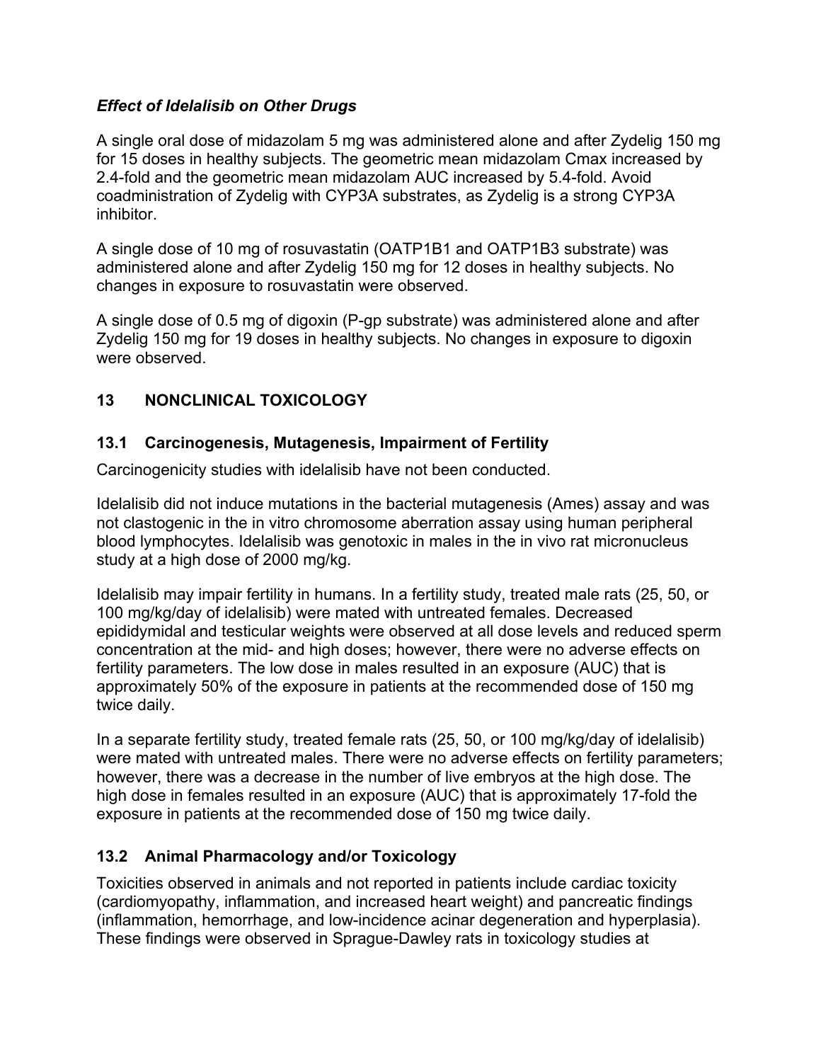### *Effect of Idelalisib on Other Drugs*

A single oral dose of midazolam 5 mg was administered alone and after Zydelig 150 mg for 15 doses in healthy subjects. The geometric mean midazolam Cmax increased by 2.4-fold and the geometric mean midazolam AUC increased by 5.4-fold. Avoid coadministration of Zydelig with CYP3A substrates, as Zydelig is a strong CYP3A inhibitor.

A single dose of 10 mg of rosuvastatin (OATP1B1 and OATP1B3 substrate) was administered alone and after Zydelig 150 mg for 12 doses in healthy subjects. No changes in exposure to rosuvastatin were observed.

A single dose of 0.5 mg of digoxin (P-gp substrate) was administered alone and after Zydelig 150 mg for 19 doses in healthy subjects. No changes in exposure to digoxin were observed.

## 13 NONCLINICAL TOXICOLOGY

### 13.1 Carcinogenesis, Mutagenesis, Impairment of Fertility

Carcinogenicity studies with idelalisib have not been conducted.

Idelalisib did not induce mutations in the bacterial mutagenesis (Ames) assay and was not clastogenic in the in vitro chromosome aberration assay using human peripheral blood lymphocytes. Idelalisib was genotoxic in males in the in vivo rat micronucleus study at a high dose of 2000 mg/kg.

Idelalisib may impair fertility in humans. In a fertility study, treated male rats (25, 50, or 100 mg/kg/day of idelalisib) were mated with untreated females. Decreased epididymal and testicular weights were observed at all dose levels and reduced sperm concentration at the mid- and high doses; however, there were no adverse effects on fertility parameters. The low dose in males resulted in an exposure (AUC) that is approximately 50% of the exposure in patients at the recommended dose of 150 mg twice daily.

In a separate fertility study, treated female rats (25, 50, or 100 mg/kg/day of idelalisib) were mated with untreated males. There were no adverse effects on fertility parameters; however, there was a decrease in the number of live embryos at the high dose. The high dose in females resulted in an exposure (AUC) that is approximately 17-fold the exposure in patients at the recommended dose of 150 mg twice daily.

### 13.2 Animal Pharmacology and/or Toxicology

Toxicities observed in animals and not reported in patients include cardiac toxicity (cardiomyopathy, inflammation, and increased heart weight) and pancreatic findings (inflammation, hemorrhage, and low-incidence acinar degeneration and hyperplasia). These findings were observed in Sprague-Dawley rats in toxicology studies at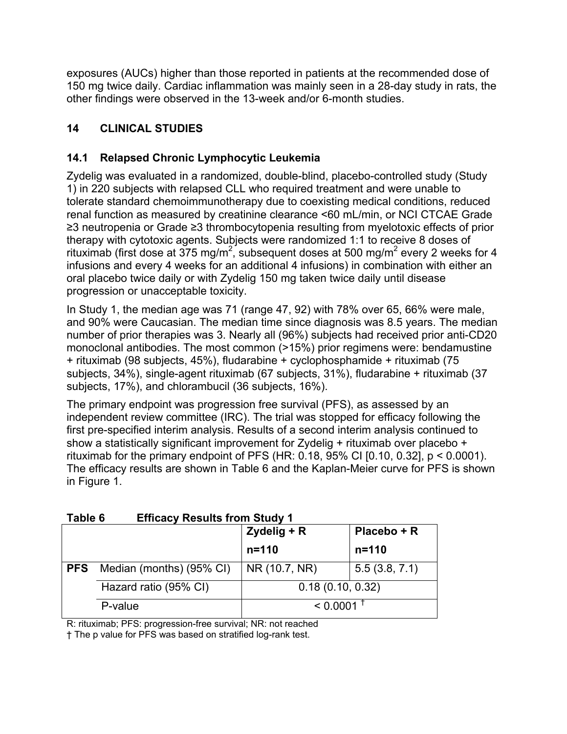exposures (AUCs) higher than those reported in patients at the recommended dose of 150 mg twice daily. Cardiac inflammation was mainly seen in a 28-day study in rats, the other findings were observed in the 13-week and/or 6-month studies.

## 14 CLINICAL STUDIES

### 14.1 Relapsed Chronic Lymphocytic Leukemia

Zydelig was evaluated in a randomized, double-blind, placebo-controlled study (Study 1) in 220 subjects with relapsed CLL who required treatment and were unable to tolerate standard chemoimmunotherapy due to coexisting medical conditions, reduced renal function as measured by creatinine clearance <60 mL/min, or NCI CTCAE Grade ≥3 neutropenia or Grade ≥3 thrombocytopenia resulting from myelotoxic effects of prior therapy with cytotoxic agents. Subjects were randomized 1:1 to receive 8 doses of rituximab (first dose at 375 mg/$m^2$, subsequent doses at 500 mg/$m^2$ every 2 weeks for 4 infusions and every 4 weeks for an additional 4 infusions) in combination with either an oral placebo twice daily or with Zydelig 150 mg taken twice daily until disease progression or unacceptable toxicity.

In Study 1, the median age was 71 (range 47, 92) with 78% over 65, 66% were male, and 90% were Caucasian. The median time since diagnosis was 8.5 years. The median number of prior therapies was 3. Nearly all (96%) subjects had received prior anti-CD20 monoclonal antibodies. The most common (>15%) prior regimens were: bendamustine + rituximab (98 subjects, 45%), fludarabine + cyclophosphamide + rituximab (75 subjects, 34%), single-agent rituximab (67 subjects, 31%), fludarabine + rituximab (37 subjects, 17%), and chlorambucil (36 subjects, 16%).

The primary endpoint was progression free survival (PFS), as assessed by an independent review committee (IRC). The trial was stopped for efficacy following the first pre-specified interim analysis. Results of a second interim analysis continued to show a statistically significant improvement for Zydelig + rituximab over placebo + rituximab for the primary endpoint of PFS (HR: 0.18, 95% CI [0.10, 0.32], p < 0.0001). The efficacy results are shown in Table 6 and the Kaplan-Meier curve for PFS is shown in Figure 1.

**Table 6 Efficacy Results from Study 1**

| | | Zydelig + R<br>n=110 | Placebo + R<br>n=110 |
|---|---|---|---|
| **PFS** | Median (months) (95% CI) | NR (10.7, NR) | 5.5 (3.8, 7.1) |
| | Hazard ratio (95% CI) | 0.18 (0.10, 0.32) | |
| | P-value | < 0.0001 † | |

R: rituximab; PFS: progression-free survival; NR: not reached

† The p value for PFS was based on stratified log-rank test.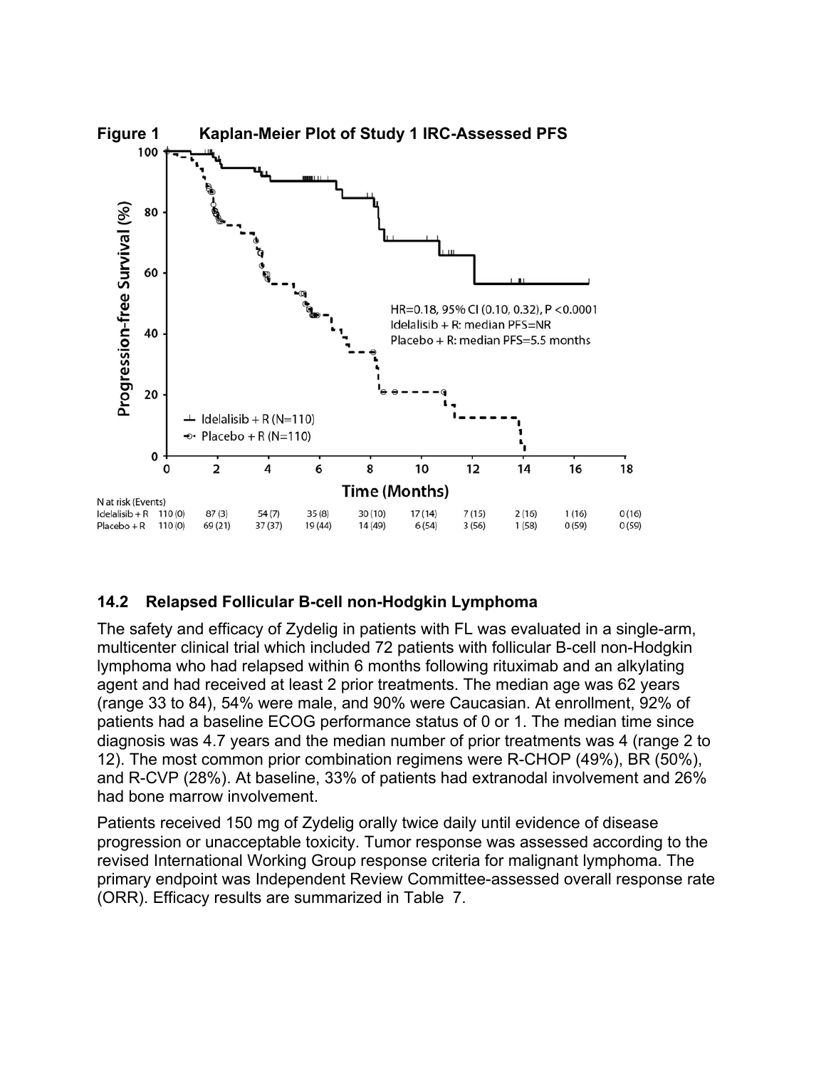**Figure 1 Kaplan-Meier Plot of Study 1 IRC-Assessed PFS**

| N at risk (Events) | 0 | 2 | 4 | 6 | 8 | 10 | 12 | 14 | 16 | 18 |
|---|---|---|---|---|---|---|---|---|---|---|
| Idelalisib + R | 110 (0) | 87 (3) | 54 (7) | 35 (8) | 30 (10) | 17 (14) | 7 (15) | 2 (16) | 1 (16) | 0 (16) |
| Placebo + R | 110 (0) | 69 (21) | 37 (37) | 19 (44) | 14 (49) | 6 (54) | 3 (56) | 1 (58) | 0 (59) | 0 (59) |

HR=0.18, 95% CI (0.10, 0.32), P <0.0001
Idelalisib + R: median PFS=NR
Placebo + R: median PFS=5.5 months

## 14.2 Relapsed Follicular B-cell non-Hodgkin Lymphoma

The safety and efficacy of Zydelig in patients with FL was evaluated in a single-arm, multicenter clinical trial which included 72 patients with follicular B-cell non-Hodgkin lymphoma who had relapsed within 6 months following rituximab and an alkylating agent and had received at least 2 prior treatments. The median age was 62 years (range 33 to 84), 54% were male, and 90% were Caucasian. At enrollment, 92% of patients had a baseline ECOG performance status of 0 or 1. The median time since diagnosis was 4.7 years and the median number of prior treatments was 4 (range 2 to 12). The most common prior combination regimens were R-CHOP (49%), BR (50%), and R-CVP (28%). At baseline, 33% of patients had extranodal involvement and 26% had bone marrow involvement.

Patients received 150 mg of Zydelig orally twice daily until evidence of disease progression or unacceptable toxicity. Tumor response was assessed according to the revised International Working Group response criteria for malignant lymphoma. The primary endpoint was Independent Review Committee-assessed overall response rate (ORR). Efficacy results are summarized in Table 7.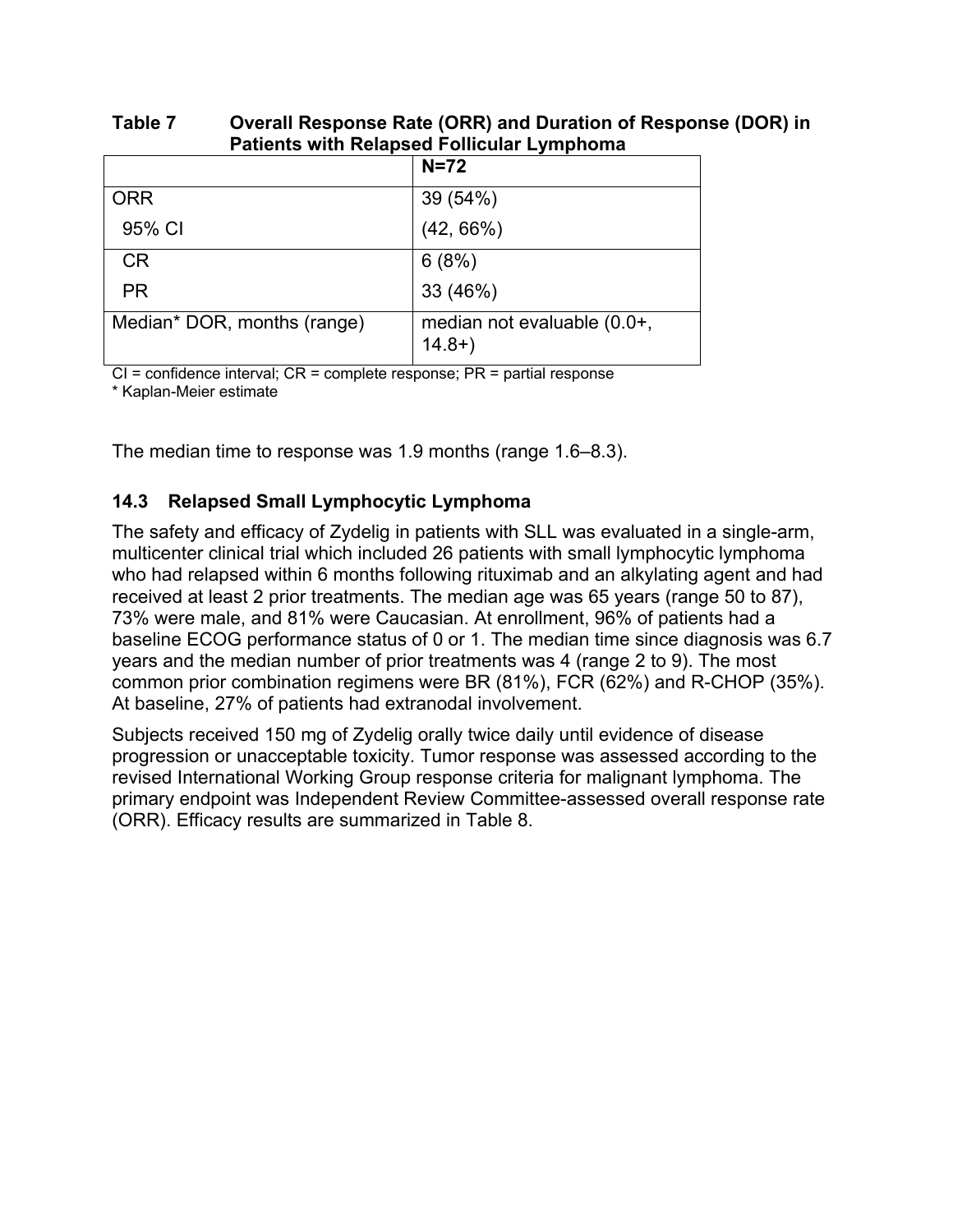**Table 7 Overall Response Rate (ORR) and Duration of Response (DOR) in Patients with Relapsed Follicular Lymphoma**

| | N=72 |
|---|---|
| ORR | 39 (54%) |
| 95% CI | (42, 66%) |
| CR | 6 (8%) |
| PR | 33 (46%) |
| Median* DOR, months (range) | median not evaluable (0.0+, 14.8+) |

CI = confidence interval; CR = complete response; PR = partial response
* Kaplan-Meier estimate

The median time to response was 1.9 months (range 1.6–8.3).

### 14.3 Relapsed Small Lymphocytic Lymphoma

The safety and efficacy of Zydelig in patients with SLL was evaluated in a single-arm, multicenter clinical trial which included 26 patients with small lymphocytic lymphoma who had relapsed within 6 months following rituximab and an alkylating agent and had received at least 2 prior treatments. The median age was 65 years (range 50 to 87), 73% were male, and 81% were Caucasian. At enrollment, 96% of patients had a baseline ECOG performance status of 0 or 1. The median time since diagnosis was 6.7 years and the median number of prior treatments was 4 (range 2 to 9). The most common prior combination regimens were BR (81%), FCR (62%) and R-CHOP (35%). At baseline, 27% of patients had extranodal involvement.

Subjects received 150 mg of Zydelig orally twice daily until evidence of disease progression or unacceptable toxicity. Tumor response was assessed according to the revised International Working Group response criteria for malignant lymphoma. The primary endpoint was Independent Review Committee-assessed overall response rate (ORR). Efficacy results are summarized in Table 8.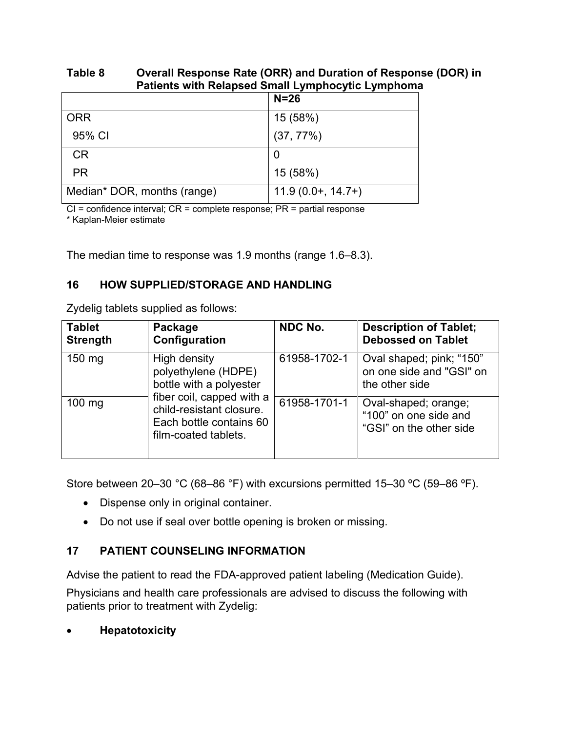**Table 8 Overall Response Rate (ORR) and Duration of Response (DOR) in Patients with Relapsed Small Lymphocytic Lymphoma**

| | N=26 |
|---|---|
| ORR | 15 (58%) |
| 95% CI | (37, 77%) |
| CR | 0 |
| PR | 15 (58%) |
| Median* DOR, months (range) | 11.9 (0.0+, 14.7+) |

CI = confidence interval; CR = complete response; PR = partial response
* Kaplan-Meier estimate

The median time to response was 1.9 months (range 1.6–8.3).

## 16 HOW SUPPLIED/STORAGE AND HANDLING

Zydelig tablets supplied as follows:

| Tablet Strength | Package Configuration | NDC No. | Description of Tablet; Debossed on Tablet |
|---|---|---|---|
| 150 mg | High density polyethylene (HDPE) bottle with a polyester fiber coil, capped with a child-resistant closure. Each bottle contains 60 film-coated tablets. | 61958-1702-1 | Oval shaped; pink; "150" on one side and "GSI" on the other side |
| 100 mg | | 61958-1701-1 | Oval-shaped; orange; "100" on one side and "GSI" on the other side |

Store between 20–30 °C (68–86 °F) with excursions permitted 15–30 ºC (59–86 ºF).

- Dispense only in original container.
- Do not use if seal over bottle opening is broken or missing.

## 17 PATIENT COUNSELING INFORMATION

Advise the patient to read the FDA-approved patient labeling (Medication Guide).

Physicians and health care professionals are advised to discuss the following with patients prior to treatment with Zydelig:

- **Hepatotoxicity**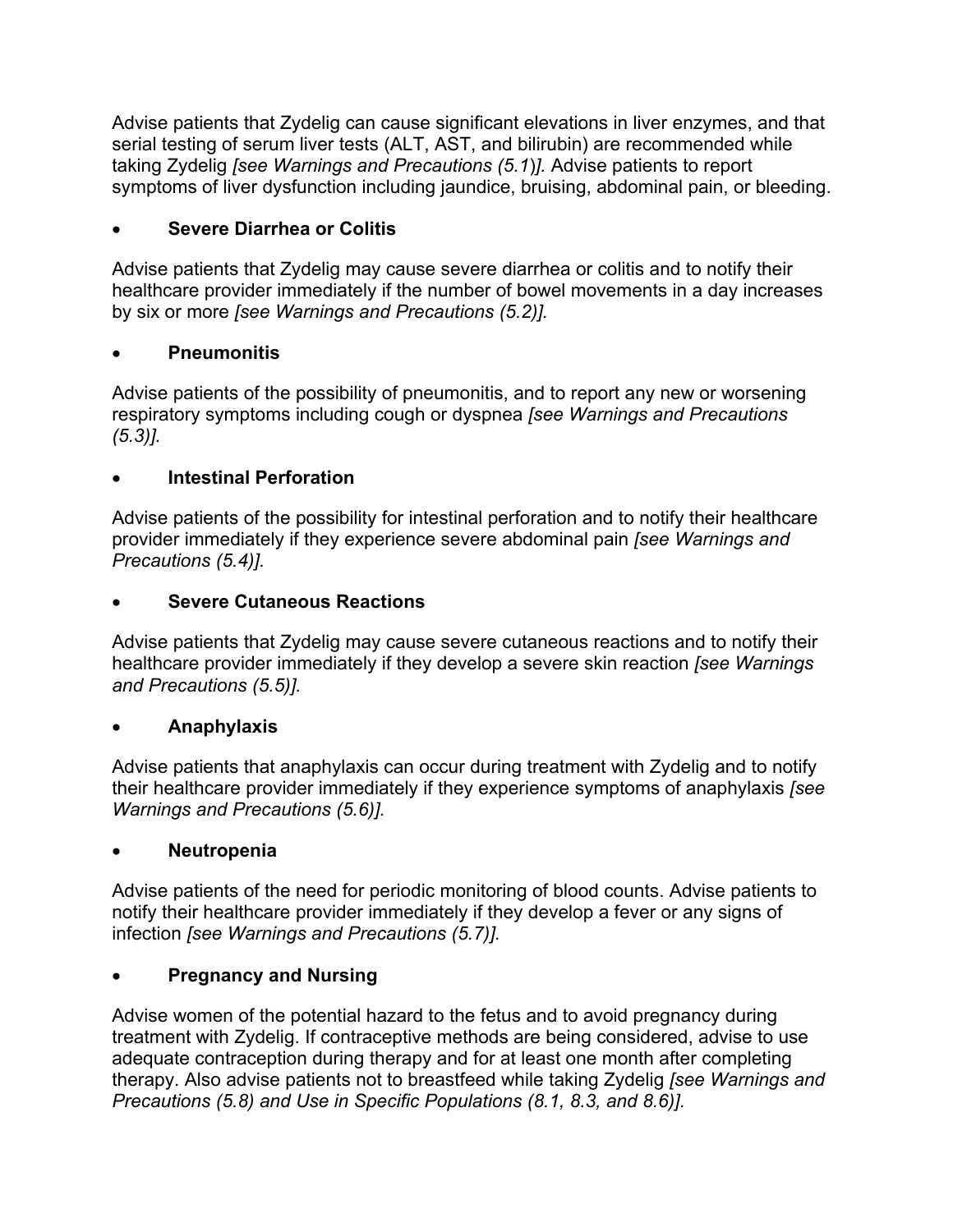Advise patients that Zydelig can cause significant elevations in liver enzymes, and that serial testing of serum liver tests (ALT, AST, and bilirubin) are recommended while taking Zydelig *[see Warnings and Precautions (5.1)].* Advise patients to report symptoms of liver dysfunction including jaundice, bruising, abdominal pain, or bleeding.

- **Severe Diarrhea or Colitis**

Advise patients that Zydelig may cause severe diarrhea or colitis and to notify their healthcare provider immediately if the number of bowel movements in a day increases by six or more *[see Warnings and Precautions (5.2)].*

- **Pneumonitis**

Advise patients of the possibility of pneumonitis, and to report any new or worsening respiratory symptoms including cough or dyspnea *[see Warnings and Precautions (5.3)].*

- **Intestinal Perforation**

Advise patients of the possibility for intestinal perforation and to notify their healthcare provider immediately if they experience severe abdominal pain *[see Warnings and Precautions (5.4)].*

- **Severe Cutaneous Reactions**

Advise patients that Zydelig may cause severe cutaneous reactions and to notify their healthcare provider immediately if they develop a severe skin reaction *[see Warnings and Precautions (5.5)].*

- **Anaphylaxis**

Advise patients that anaphylaxis can occur during treatment with Zydelig and to notify their healthcare provider immediately if they experience symptoms of anaphylaxis *[see Warnings and Precautions (5.6)].*

- **Neutropenia**

Advise patients of the need for periodic monitoring of blood counts. Advise patients to notify their healthcare provider immediately if they develop a fever or any signs of infection *[see Warnings and Precautions (5.7)].*

- **Pregnancy and Nursing**

Advise women of the potential hazard to the fetus and to avoid pregnancy during treatment with Zydelig. If contraceptive methods are being considered, advise to use adequate contraception during therapy and for at least one month after completing therapy. Also advise patients not to breastfeed while taking Zydelig *[see Warnings and Precautions (5.8) and Use in Specific Populations (8.1, 8.3, and 8.6)].*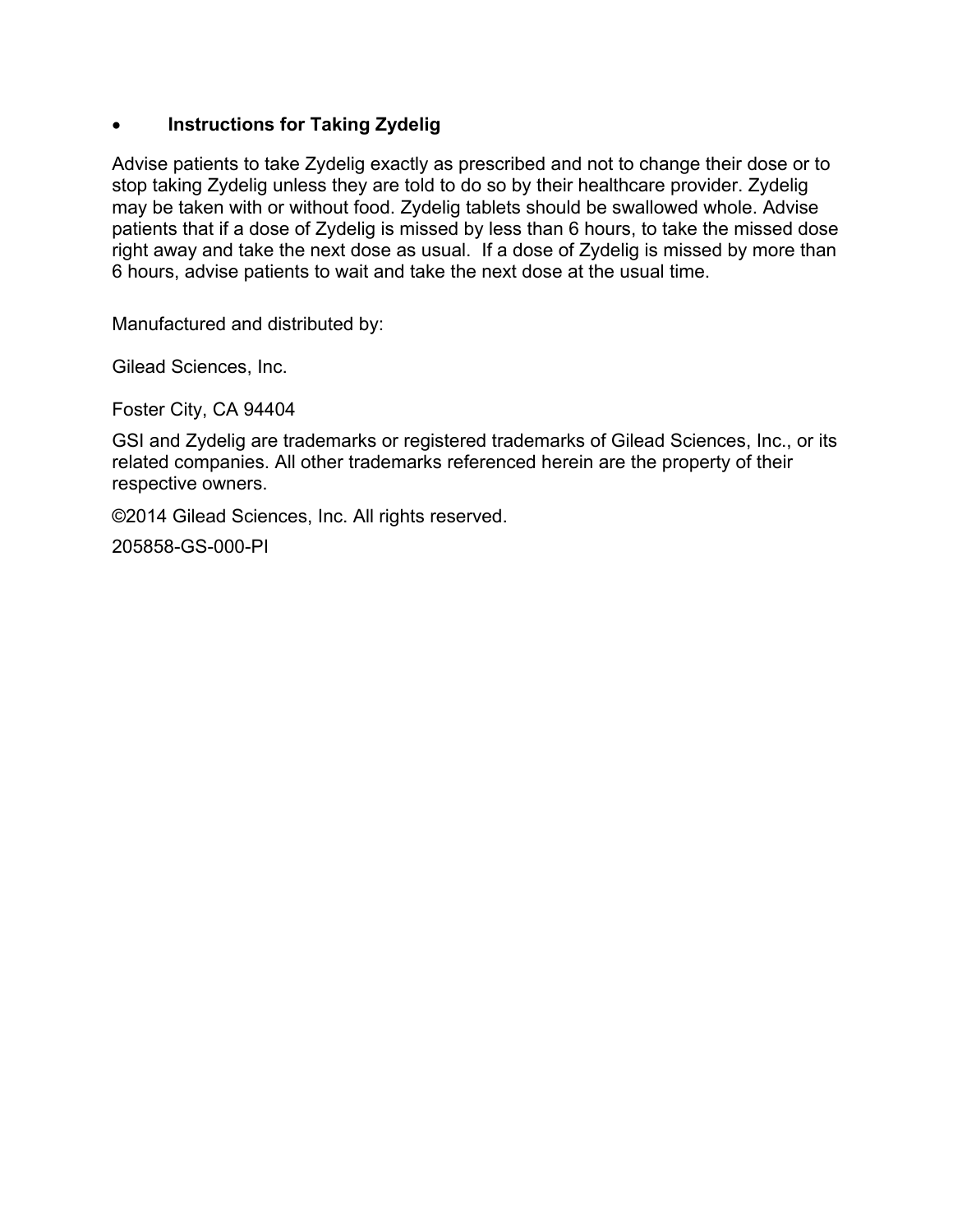- **Instructions for Taking Zydelig**

Advise patients to take Zydelig exactly as prescribed and not to change their dose or to stop taking Zydelig unless they are told to do so by their healthcare provider. Zydelig may be taken with or without food. Zydelig tablets should be swallowed whole. Advise patients that if a dose of Zydelig is missed by less than 6 hours, to take the missed dose right away and take the next dose as usual. If a dose of Zydelig is missed by more than 6 hours, advise patients to wait and take the next dose at the usual time.

Manufactured and distributed by:

Gilead Sciences, Inc.

Foster City, CA 94404

GSI and Zydelig are trademarks or registered trademarks of Gilead Sciences, Inc., or its related companies. All other trademarks referenced herein are the property of their respective owners.

©2014 Gilead Sciences, Inc. All rights reserved.

205858-GS-000-PI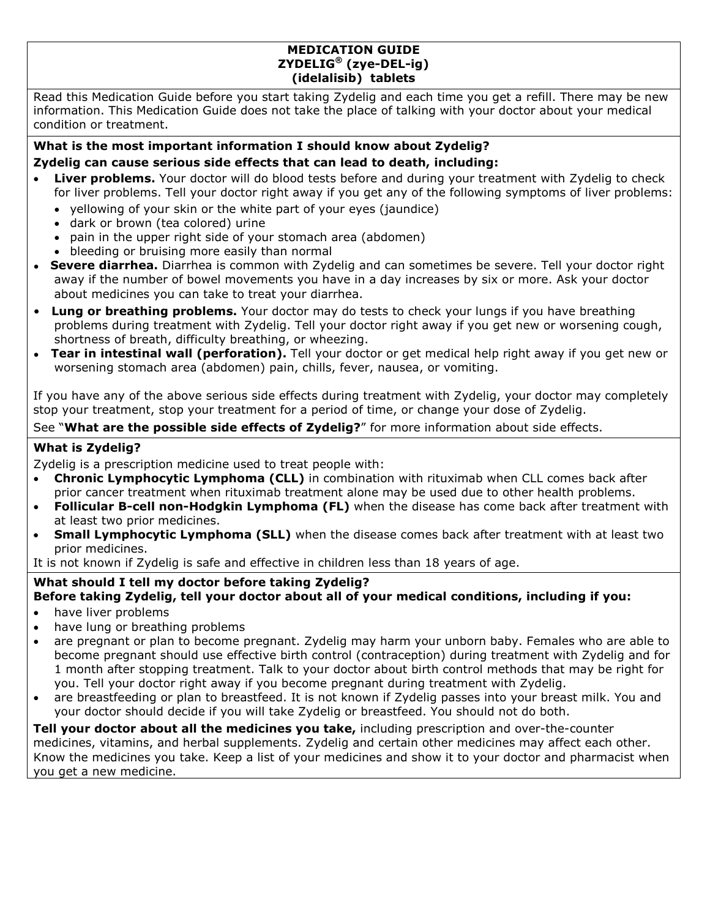# MEDICATION GUIDE
# ZYDELIG® (zye-DEL-ig)
# (idelalisib) tablets

Read this Medication Guide before you start taking Zydelig and each time you get a refill. There may be new information. This Medication Guide does not take the place of talking with your doctor about your medical condition or treatment.

## What is the most important information I should know about Zydelig?

**Zydelig can cause serious side effects that can lead to death, including:**

- **Liver problems.** Your doctor will do blood tests before and during your treatment with Zydelig to check for liver problems. Tell your doctor right away if you get any of the following symptoms of liver problems:
  - yellowing of your skin or the white part of your eyes (jaundice)
  - dark or brown (tea colored) urine
  - pain in the upper right side of your stomach area (abdomen)
  - bleeding or bruising more easily than normal
- **Severe diarrhea.** Diarrhea is common with Zydelig and can sometimes be severe. Tell your doctor right away if the number of bowel movements you have in a day increases by six or more. Ask your doctor about medicines you can take to treat your diarrhea.
- **Lung or breathing problems.** Your doctor may do tests to check your lungs if you have breathing problems during treatment with Zydelig. Tell your doctor right away if you get new or worsening cough, shortness of breath, difficulty breathing, or wheezing.
- **Tear in intestinal wall (perforation).** Tell your doctor or get medical help right away if you get new or worsening stomach area (abdomen) pain, chills, fever, nausea, or vomiting.

If you have any of the above serious side effects during treatment with Zydelig, your doctor may completely stop your treatment, stop your treatment for a period of time, or change your dose of Zydelig.

See "**What are the possible side effects of Zydelig?**" for more information about side effects.

## What is Zydelig?

Zydelig is a prescription medicine used to treat people with:

- **Chronic Lymphocytic Lymphoma (CLL)** in combination with rituximab when CLL comes back after prior cancer treatment when rituximab treatment alone may be used due to other health problems.
- **Follicular B-cell non-Hodgkin Lymphoma (FL)** when the disease has come back after treatment with at least two prior medicines.
- **Small Lymphocytic Lymphoma (SLL)** when the disease comes back after treatment with at least two prior medicines.

It is not known if Zydelig is safe and effective in children less than 18 years of age.

## What should I tell my doctor before taking Zydelig?

**Before taking Zydelig, tell your doctor about all of your medical conditions, including if you:**

- have liver problems
- have lung or breathing problems
- are pregnant or plan to become pregnant. Zydelig may harm your unborn baby. Females who are able to become pregnant should use effective birth control (contraception) during treatment with Zydelig and for 1 month after stopping treatment. Talk to your doctor about birth control methods that may be right for you. Tell your doctor right away if you become pregnant during treatment with Zydelig.
- are breastfeeding or plan to breastfeed. It is not known if Zydelig passes into your breast milk. You and your doctor should decide if you will take Zydelig or breastfeed. You should not do both.

**Tell your doctor about all the medicines you take,** including prescription and over-the-counter medicines, vitamins, and herbal supplements. Zydelig and certain other medicines may affect each other. Know the medicines you take. Keep a list of your medicines and show it to your doctor and pharmacist when you get a new medicine.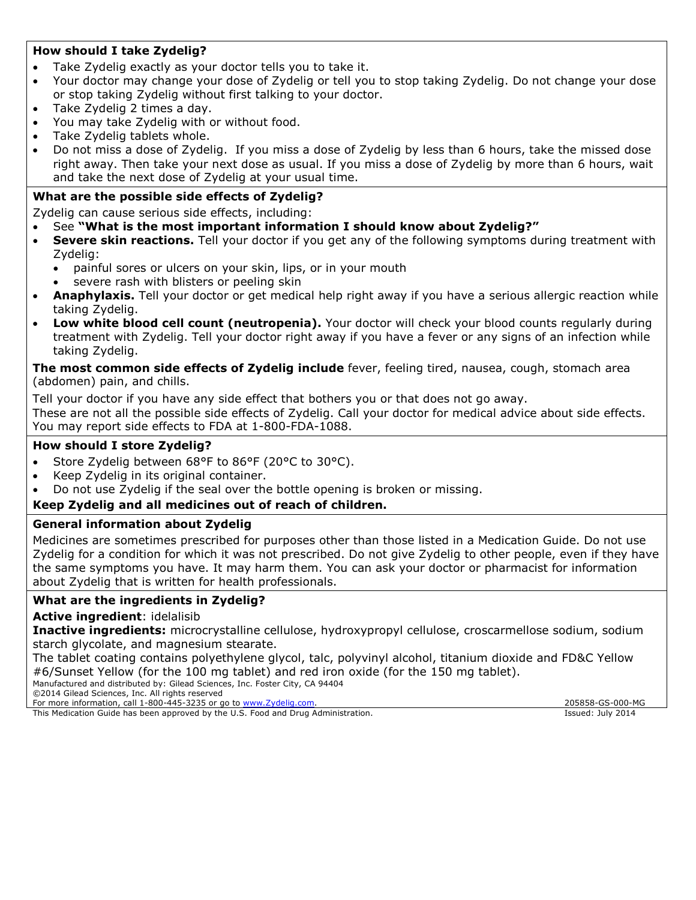**How should I take Zydelig?**

- Take Zydelig exactly as your doctor tells you to take it.
- Your doctor may change your dose of Zydelig or tell you to stop taking Zydelig. Do not change your dose or stop taking Zydelig without first talking to your doctor.
- Take Zydelig 2 times a day.
- You may take Zydelig with or without food.
- Take Zydelig tablets whole.
- Do not miss a dose of Zydelig. If you miss a dose of Zydelig by less than 6 hours, take the missed dose right away. Then take your next dose as usual. If you miss a dose of Zydelig by more than 6 hours, wait and take the next dose of Zydelig at your usual time.

**What are the possible side effects of Zydelig?**

Zydelig can cause serious side effects, including:

- See **"What is the most important information I should know about Zydelig?"**
- **Severe skin reactions.** Tell your doctor if you get any of the following symptoms during treatment with Zydelig:
  - painful sores or ulcers on your skin, lips, or in your mouth
  - severe rash with blisters or peeling skin
- **Anaphylaxis.** Tell your doctor or get medical help right away if you have a serious allergic reaction while taking Zydelig.
- **Low white blood cell count (neutropenia).** Your doctor will check your blood counts regularly during treatment with Zydelig. Tell your doctor right away if you have a fever or any signs of an infection while taking Zydelig.

**The most common side effects of Zydelig include** fever, feeling tired, nausea, cough, stomach area (abdomen) pain, and chills.

Tell your doctor if you have any side effect that bothers you or that does not go away.
These are not all the possible side effects of Zydelig. Call your doctor for medical advice about side effects. You may report side effects to FDA at 1-800-FDA-1088.

**How should I store Zydelig?**

- Store Zydelig between 68°F to 86°F (20°C to 30°C).
- Keep Zydelig in its original container.
- Do not use Zydelig if the seal over the bottle opening is broken or missing.

**Keep Zydelig and all medicines out of reach of children.**

**General information about Zydelig**

Medicines are sometimes prescribed for purposes other than those listed in a Medication Guide. Do not use Zydelig for a condition for which it was not prescribed. Do not give Zydelig to other people, even if they have the same symptoms you have. It may harm them. You can ask your doctor or pharmacist for information about Zydelig that is written for health professionals.

**What are the ingredients in Zydelig?**

**Active ingredient**: idelalisib

**Inactive ingredients:** microcrystalline cellulose, hydroxypropyl cellulose, croscarmellose sodium, sodium starch glycolate, and magnesium stearate.

The tablet coating contains polyethylene glycol, talc, polyvinyl alcohol, titanium dioxide and FD&C Yellow #6/Sunset Yellow (for the 100 mg tablet) and red iron oxide (for the 150 mg tablet).

Manufactured and distributed by: Gilead Sciences, Inc. Foster City, CA 94404
©2014 Gilead Sciences, Inc. All rights reserved
For more information, call 1-800-445-3235 or go to www.Zydelig.com. 205858-GS-000-MG

This Medication Guide has been approved by the U.S. Food and Drug Administration. Issued: July 2014